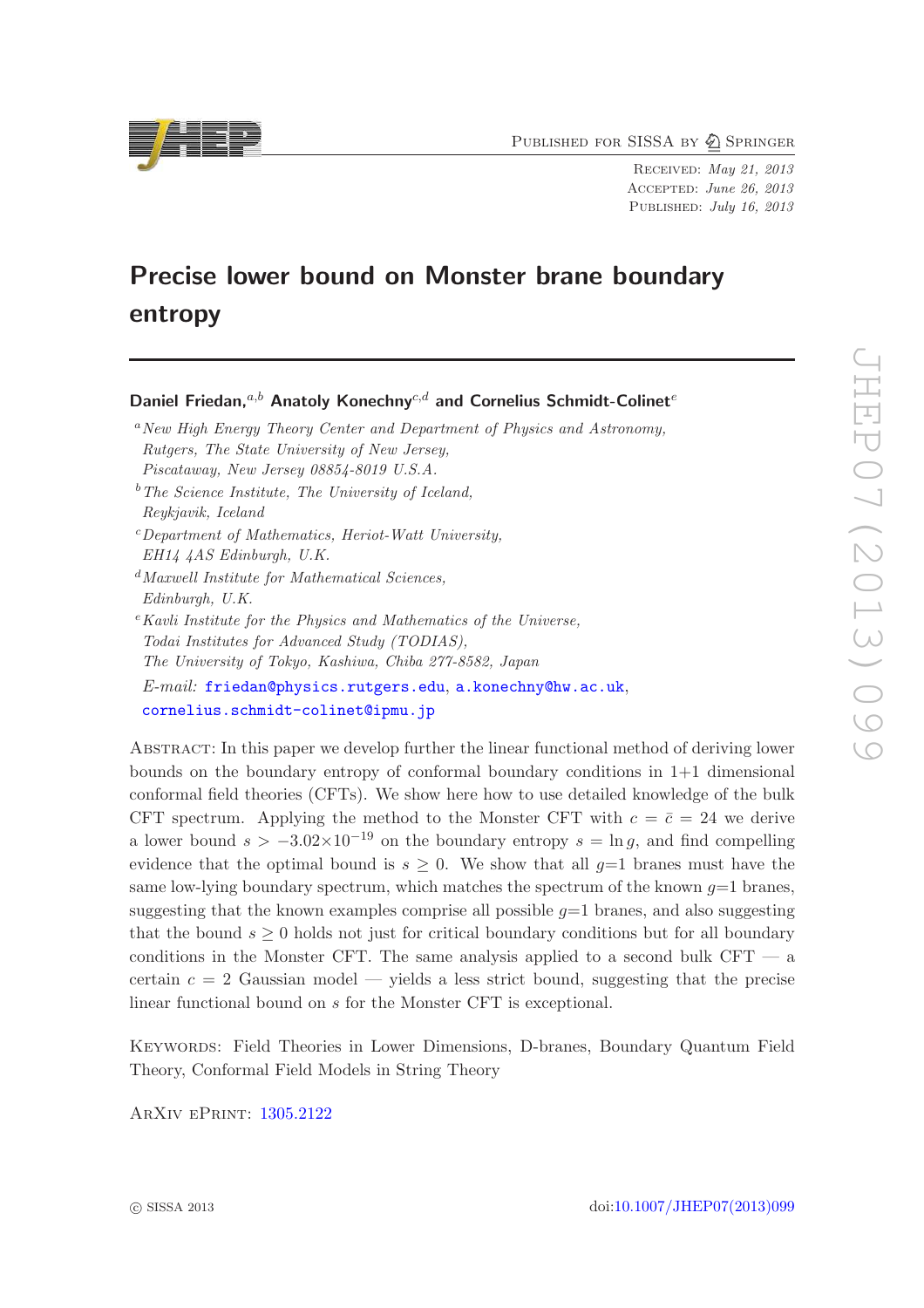Published for SISSA by Springer

Received: *May 21, 2013*
Accepted: *June 26, 2013*
Published: *July 16, 2013*

# Precise lower bound on Monster brane boundary entropy

**Daniel Friedan,**[a,b] **Anatoly Konechny**[c,d] **and Cornelius Schmidt-Colinet**[e]

[a] *New High Energy Theory Center and Department of Physics and Astronomy, Rutgers, The State University of New Jersey, Piscataway, New Jersey 08854-8019 U.S.A.*

[b] *The Science Institute, The University of Iceland, Reykjavik, Iceland*

[c] *Department of Mathematics, Heriot-Watt University, EH14 4AS Edinburgh, U.K.*

[d] *Maxwell Institute for Mathematical Sciences, Edinburgh, U.K.*

[e] *Kavli Institute for the Physics and Mathematics of the Universe, Todai Institutes for Advanced Study (TODIAS), The University of Tokyo, Kashiwa, Chiba 277-8582, Japan*

*E-mail:* friedan@physics.rutgers.edu, a.konechny@hw.ac.uk, cornelius.schmidt-colinet@ipmu.jp

Abstract: In this paper we develop further the linear functional method of deriving lower bounds on the boundary entropy of conformal boundary conditions in 1+1 dimensional conformal field theories (CFTs). We show here how to use detailed knowledge of the bulk CFT spectrum. Applying the method to the Monster CFT with $c = \bar{c} = 24$ we derive a lower bound $s > -3.02\times10^{-19}$ on the boundary entropy $s = \ln g$, and find compelling evidence that the optimal bound is $s \geq 0$. We show that all $g$=1 branes must have the same low-lying boundary spectrum, which matches the spectrum of the known $g$=1 branes, suggesting that the known examples comprise all possible $g$=1 branes, and also suggesting that the bound $s \geq 0$ holds not just for critical boundary conditions but for all boundary conditions in the Monster CFT. The same analysis applied to a second bulk CFT — a certain $c = 2$ Gaussian model — yields a less strict bound, suggesting that the precise linear functional bound on $s$ for the Monster CFT is exceptional.

Keywords: Field Theories in Lower Dimensions, D-branes, Boundary Quantum Field Theory, Conformal Field Models in String Theory

ArXiv ePrint: 1305.2122

© SISSA 2013 doi:10.1007/JHEP07(2013)099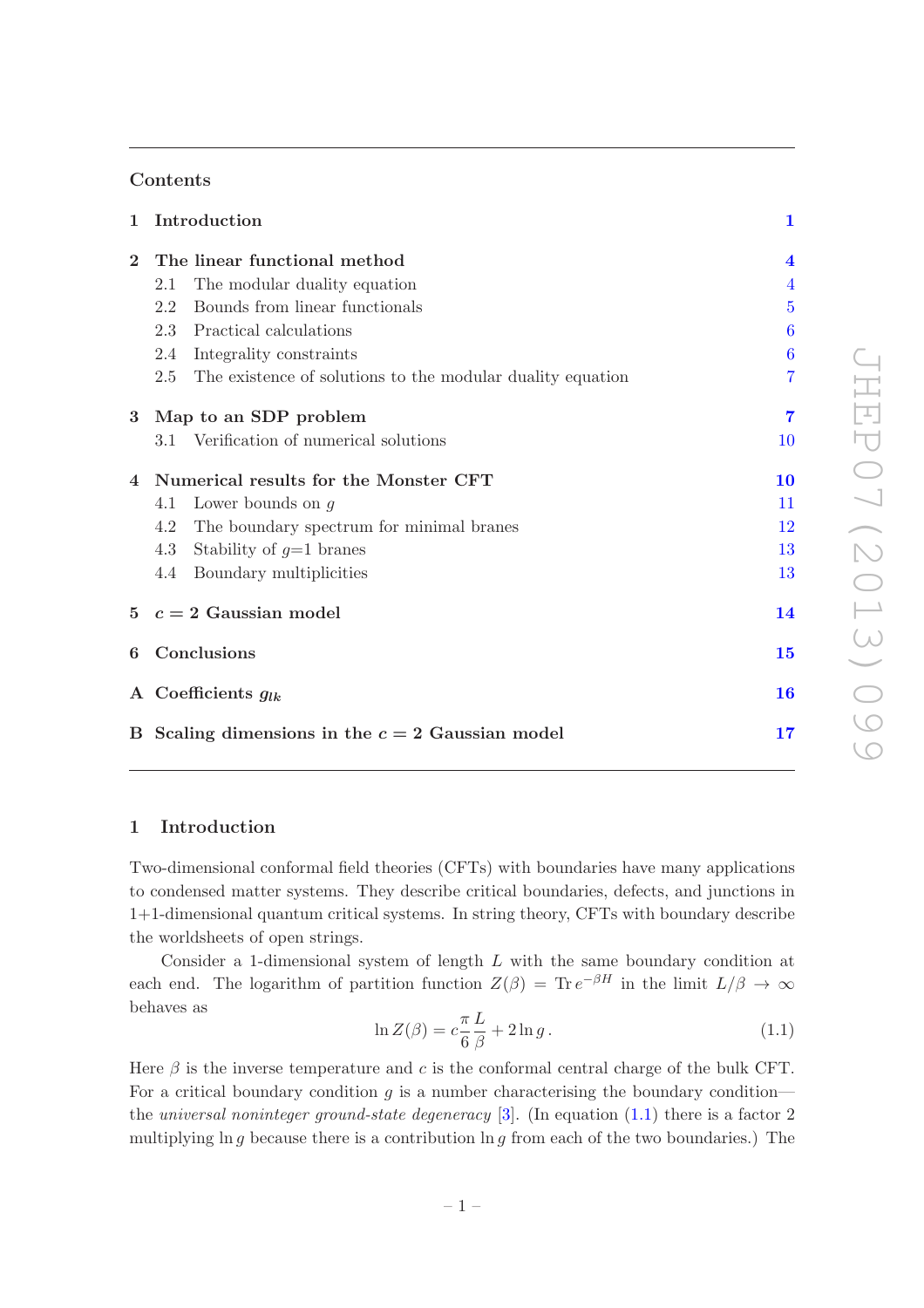## Contents

| | | |
|---|---|---|
| **1** | **Introduction** | **1** |
| **2** | **The linear functional method** | **4** |
| | 2.1 The modular duality equation | 4 |
| | 2.2 Bounds from linear functionals | 5 |
| | 2.3 Practical calculations | 6 |
| | 2.4 Integrality constraints | 6 |
| | 2.5 The existence of solutions to the modular duality equation | 7 |
| **3** | **Map to an SDP problem** | **7** |
| | 3.1 Verification of numerical solutions | 10 |
| **4** | **Numerical results for the Monster CFT** | **10** |
| | 4.1 Lower bounds on $g$ | 11 |
| | 4.2 The boundary spectrum for minimal branes | 12 |
| | 4.3 Stability of $g$=1 branes | 13 |
| | 4.4 Boundary multiplicities | 13 |
| **5** | **$c = 2$ Gaussian model** | **14** |
| **6** | **Conclusions** | **15** |
| **A** | **Coefficients $g_{lk}$** | **16** |
| **B** | **Scaling dimensions in the $c = 2$ Gaussian model** | **17** |

## 1 Introduction

Two-dimensional conformal field theories (CFTs) with boundaries have many applications to condensed matter systems. They describe critical boundaries, defects, and junctions in 1+1-dimensional quantum critical systems. In string theory, CFTs with boundary describe the worldsheets of open strings.

Consider a 1-dimensional system of length $L$ with the same boundary condition at each end. The logarithm of partition function $Z(\beta) = \operatorname{Tr} e^{-\beta H}$ in the limit $L/\beta \to \infty$ behaves as

$$\ln Z(\beta) = c\frac{\pi}{6}\frac{L}{\beta} + 2\ln g\,. \tag{1.1}$$

Here $\beta$ is the inverse temperature and $c$ is the conformal central charge of the bulk CFT. For a critical boundary condition $g$ is a number characterising the boundary condition—the *universal noninteger ground-state degeneracy* [3]. (In equation (1.1) there is a factor 2 multiplying $\ln g$ because there is a contribution $\ln g$ from each of the two boundaries.) The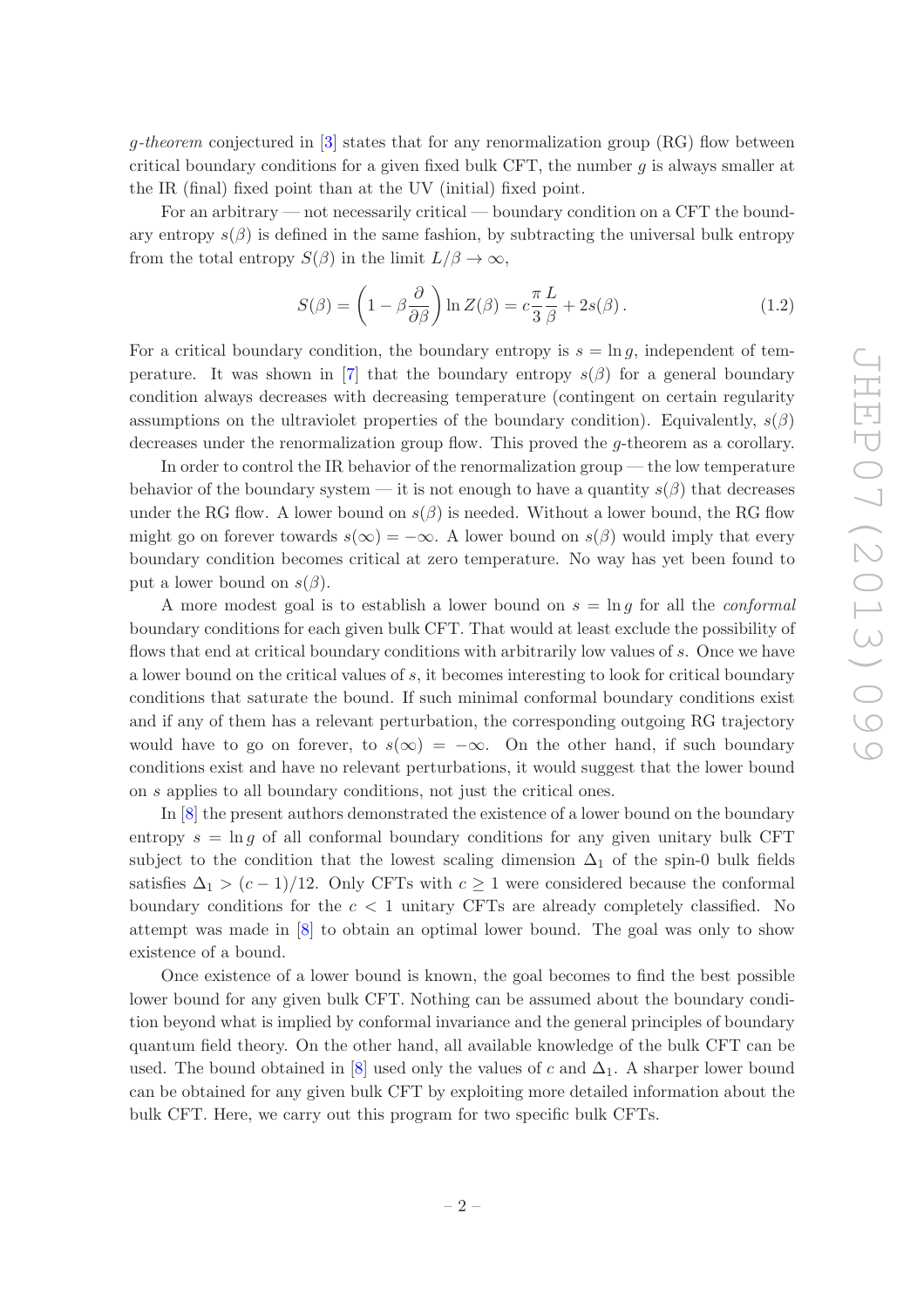*g-theorem* conjectured in [3] states that for any renormalization group (RG) flow between critical boundary conditions for a given fixed bulk CFT, the number $g$ is always smaller at the IR (final) fixed point than at the UV (initial) fixed point.

For an arbitrary — not necessarily critical — boundary condition on a CFT the boundary entropy $s(\beta)$ is defined in the same fashion, by subtracting the universal bulk entropy from the total entropy $S(\beta)$ in the limit $L/\beta \to \infty$,

$$S(\beta) = \left(1 - \beta \frac{\partial}{\partial \beta}\right) \ln Z(\beta) = c \frac{\pi}{3} \frac{L}{\beta} + 2s(\beta) \,. \tag{1.2}$$

For a critical boundary condition, the boundary entropy is $s = \ln g$, independent of temperature. It was shown in [7] that the boundary entropy $s(\beta)$ for a general boundary condition always decreases with decreasing temperature (contingent on certain regularity assumptions on the ultraviolet properties of the boundary condition). Equivalently, $s(\beta)$ decreases under the renormalization group flow. This proved the $g$-theorem as a corollary.

In order to control the IR behavior of the renormalization group — the low temperature behavior of the boundary system — it is not enough to have a quantity $s(\beta)$ that decreases under the RG flow. A lower bound on $s(\beta)$ is needed. Without a lower bound, the RG flow might go on forever towards $s(\infty) = -\infty$. A lower bound on $s(\beta)$ would imply that every boundary condition becomes critical at zero temperature. No way has yet been found to put a lower bound on $s(\beta)$.

A more modest goal is to establish a lower bound on $s = \ln g$ for all the *conformal* boundary conditions for each given bulk CFT. That would at least exclude the possibility of flows that end at critical boundary conditions with arbitrarily low values of $s$. Once we have a lower bound on the critical values of $s$, it becomes interesting to look for critical boundary conditions that saturate the bound. If such minimal conformal boundary conditions exist and if any of them has a relevant perturbation, the corresponding outgoing RG trajectory would have to go on forever, to $s(\infty) = -\infty$. On the other hand, if such boundary conditions exist and have no relevant perturbations, it would suggest that the lower bound on $s$ applies to all boundary conditions, not just the critical ones.

In [8] the present authors demonstrated the existence of a lower bound on the boundary entropy $s = \ln g$ of all conformal boundary conditions for any given unitary bulk CFT subject to the condition that the lowest scaling dimension $\Delta_1$ of the spin-0 bulk fields satisfies $\Delta_1 > (c-1)/12$. Only CFTs with $c \geq 1$ were considered because the conformal boundary conditions for the $c < 1$ unitary CFTs are already completely classified. No attempt was made in [8] to obtain an optimal lower bound. The goal was only to show existence of a bound.

Once existence of a lower bound is known, the goal becomes to find the best possible lower bound for any given bulk CFT. Nothing can be assumed about the boundary condition beyond what is implied by conformal invariance and the general principles of boundary quantum field theory. On the other hand, all available knowledge of the bulk CFT can be used. The bound obtained in [8] used only the values of $c$ and $\Delta_1$. A sharper lower bound can be obtained for any given bulk CFT by exploiting more detailed information about the bulk CFT. Here, we carry out this program for two specific bulk CFTs.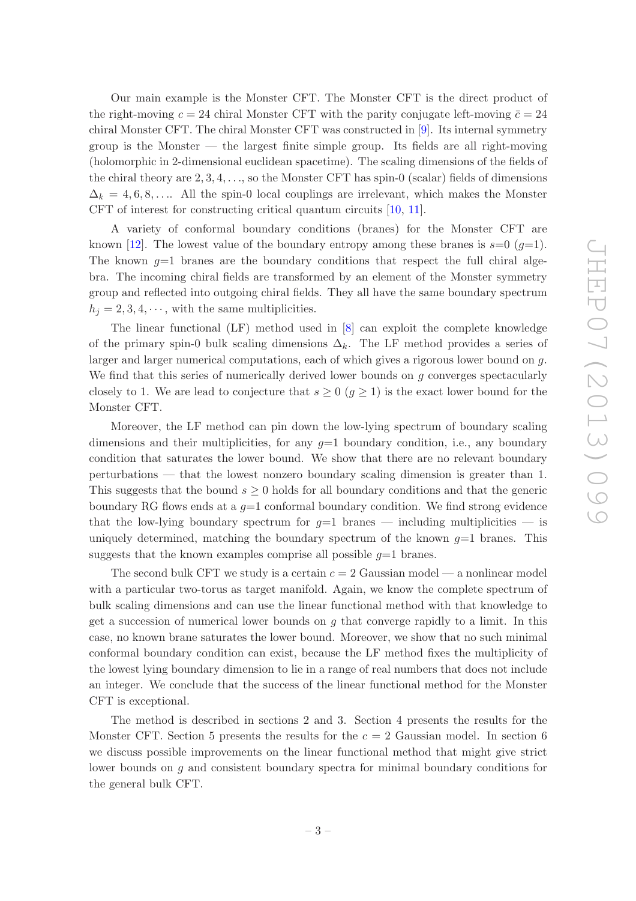Our main example is the Monster CFT. The Monster CFT is the direct product of the right-moving $c = 24$ chiral Monster CFT with the parity conjugate left-moving $\bar{c} = 24$ chiral Monster CFT. The chiral Monster CFT was constructed in [9]. Its internal symmetry group is the Monster — the largest finite simple group. Its fields are all right-moving (holomorphic in 2-dimensional euclidean spacetime). The scaling dimensions of the fields of the chiral theory are $2, 3, 4, \ldots$, so the Monster CFT has spin-0 (scalar) fields of dimensions $\Delta_k = 4, 6, 8, \ldots$. All the spin-0 local couplings are irrelevant, which makes the Monster CFT of interest for constructing critical quantum circuits [10, 11].

A variety of conformal boundary conditions (branes) for the Monster CFT are known [12]. The lowest value of the boundary entropy among these branes is $s$=0 ($g$=1). The known $g$=1 branes are the boundary conditions that respect the full chiral algebra. The incoming chiral fields are transformed by an element of the Monster symmetry group and reflected into outgoing chiral fields. They all have the same boundary spectrum $h_j = 2, 3, 4, \cdots$, with the same multiplicities.

The linear functional (LF) method used in [8] can exploit the complete knowledge of the primary spin-0 bulk scaling dimensions $\Delta_k$. The LF method provides a series of larger and larger numerical computations, each of which gives a rigorous lower bound on $g$. We find that this series of numerically derived lower bounds on $g$ converges spectacularly closely to 1. We are lead to conjecture that $s \geq 0$ ($g \geq 1$) is the exact lower bound for the Monster CFT.

Moreover, the LF method can pin down the low-lying spectrum of boundary scaling dimensions and their multiplicities, for any $g$=1 boundary condition, i.e., any boundary condition that saturates the lower bound. We show that there are no relevant boundary perturbations — that the lowest nonzero boundary scaling dimension is greater than 1. This suggests that the bound $s \geq 0$ holds for all boundary conditions and that the generic boundary RG flows ends at a $g$=1 conformal boundary condition. We find strong evidence that the low-lying boundary spectrum for $g$=1 branes — including multiplicities — is uniquely determined, matching the boundary spectrum of the known $g$=1 branes. This suggests that the known examples comprise all possible $g$=1 branes.

The second bulk CFT we study is a certain $c = 2$ Gaussian model — a nonlinear model with a particular two-torus as target manifold. Again, we know the complete spectrum of bulk scaling dimensions and can use the linear functional method with that knowledge to get a succession of numerical lower bounds on $g$ that converge rapidly to a limit. In this case, no known brane saturates the lower bound. Moreover, we show that no such minimal conformal boundary condition can exist, because the LF method fixes the multiplicity of the lowest lying boundary dimension to lie in a range of real numbers that does not include an integer. We conclude that the success of the linear functional method for the Monster CFT is exceptional.

The method is described in sections 2 and 3. Section 4 presents the results for the Monster CFT. Section 5 presents the results for the $c = 2$ Gaussian model. In section 6 we discuss possible improvements on the linear functional method that might give strict lower bounds on $g$ and consistent boundary spectra for minimal boundary conditions for the general bulk CFT.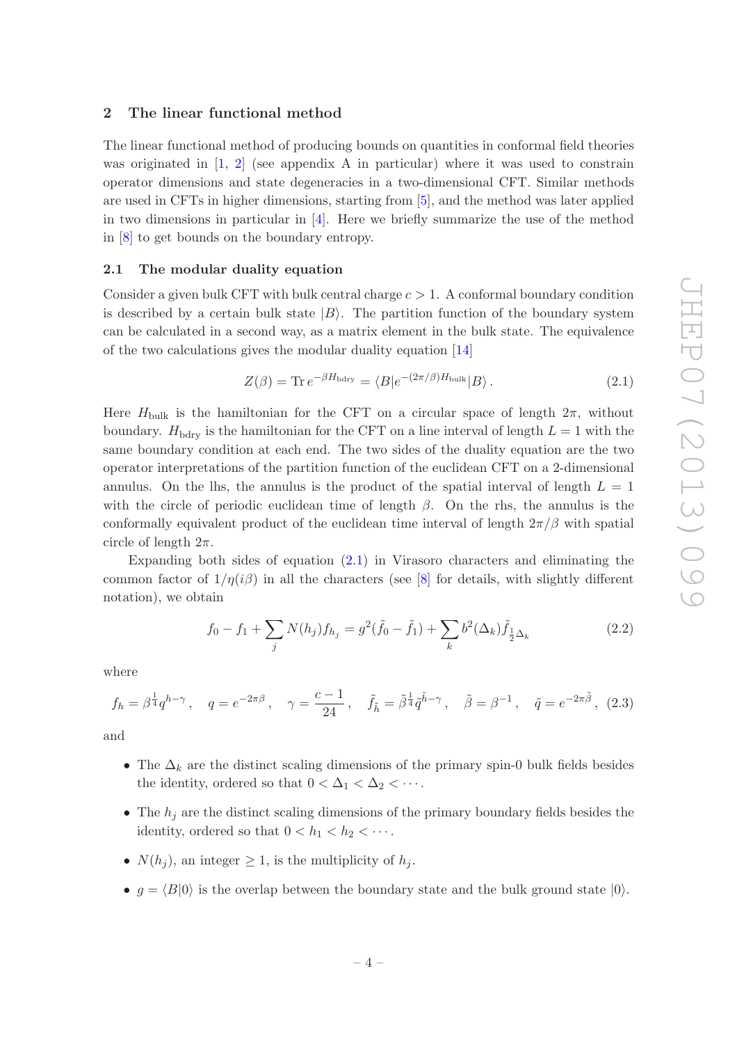## 2 The linear functional method

The linear functional method of producing bounds on quantities in conformal field theories was originated in [1, 2] (see appendix A in particular) where it was used to constrain operator dimensions and state degeneracies in a two-dimensional CFT. Similar methods are used in CFTs in higher dimensions, starting from [5], and the method was later applied in two dimensions in particular in [4]. Here we briefly summarize the use of the method in [8] to get bounds on the boundary entropy.

### 2.1 The modular duality equation

Consider a given bulk CFT with bulk central charge $c > 1$. A conformal boundary condition is described by a certain bulk state $|B\rangle$. The partition function of the boundary system can be calculated in a second way, as a matrix element in the bulk state. The equivalence of the two calculations gives the modular duality equation [14]

$$Z(\beta) = \operatorname{Tr} e^{-\beta H_{\mathrm{bdry}}} = \langle B| e^{-(2\pi/\beta) H_{\mathrm{bulk}}} |B\rangle \,. \tag{2.1}$$

Here $H_{\mathrm{bulk}}$ is the hamiltonian for the CFT on a circular space of length $2\pi$, without boundary. $H_{\mathrm{bdry}}$ is the hamiltonian for the CFT on a line interval of length $L = 1$ with the same boundary condition at each end. The two sides of the duality equation are the two operator interpretations of the partition function of the euclidean CFT on a 2-dimensional annulus. On the lhs, the annulus is the product of the spatial interval of length $L = 1$ with the circle of periodic euclidean time of length $\beta$. On the rhs, the annulus is the conformally equivalent product of the euclidean time interval of length $2\pi/\beta$ with spatial circle of length $2\pi$.

Expanding both sides of equation (2.1) in Virasoro characters and eliminating the common factor of $1/\eta(i\beta)$ in all the characters (see [8] for details, with slightly different notation), we obtain

$$f_0 - f_1 + \sum_j N(h_j) f_{h_j} = g^2(\tilde{f}_0 - \tilde{f}_1) + \sum_k b^2(\Delta_k) \tilde{f}_{\frac{1}{2}\Delta_k} \tag{2.2}$$

where

$$f_h = \beta^{\frac{1}{4}} q^{h-\gamma} \,, \quad q = e^{-2\pi\beta} \,, \quad \gamma = \frac{c-1}{24} \,, \quad \tilde{f}_{\tilde{h}} = \tilde{\beta}^{\frac{1}{4}} \tilde{q}^{\tilde{h}-\gamma} \,, \quad \tilde{\beta} = \beta^{-1} \,, \quad \tilde{q} = e^{-2\pi\tilde{\beta}} \,, \tag{2.3}$$

and

- The $\Delta_k$ are the distinct scaling dimensions of the primary spin-0 bulk fields besides the identity, ordered so that $0 < \Delta_1 < \Delta_2 < \cdots$.
- The $h_j$ are the distinct scaling dimensions of the primary boundary fields besides the identity, ordered so that $0 < h_1 < h_2 < \cdots$.
- $N(h_j)$, an integer $\geq 1$, is the multiplicity of $h_j$.
- $g = \langle B|0\rangle$ is the overlap between the boundary state and the bulk ground state $|0\rangle$.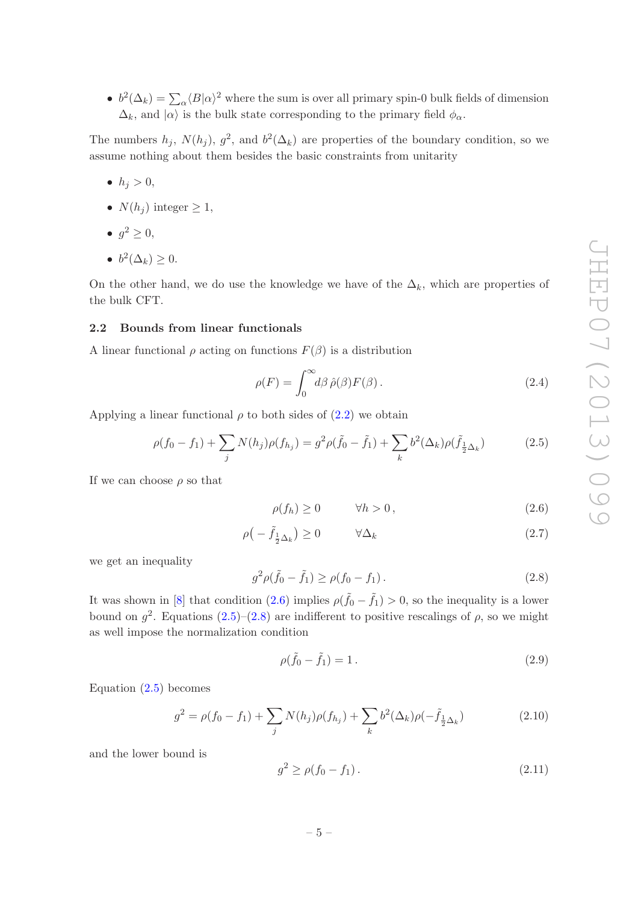- $b^2(\Delta_k) = \sum_\alpha \langle B|\alpha\rangle^2$ where the sum is over all primary spin-0 bulk fields of dimension $\Delta_k$, and $|\alpha\rangle$ is the bulk state corresponding to the primary field $\phi_\alpha$.

The numbers $h_j$, $N(h_j)$, $g^2$, and $b^2(\Delta_k)$ are properties of the boundary condition, so we assume nothing about them besides the basic constraints from unitarity

- $h_j > 0$,
- $N(h_j)$ integer $\geq 1$,
- $g^2 \geq 0$,
- $b^2(\Delta_k) \geq 0$.

On the other hand, we do use the knowledge we have of the $\Delta_k$, which are properties of the bulk CFT.

### 2.2 Bounds from linear functionals

A linear functional $\rho$ acting on functions $F(\beta)$ is a distribution

$$\rho(F) = \int_0^\infty d\beta\, \hat{\rho}(\beta) F(\beta)\,. \tag{2.4}$$

Applying a linear functional $\rho$ to both sides of (2.2) we obtain

$$\rho(f_0 - f_1) + \sum_j N(h_j)\rho(f_{h_j}) = g^2 \rho(\tilde{f}_0 - \tilde{f}_1) + \sum_k b^2(\Delta_k)\rho(\tilde{f}_{\frac{1}{2}\Delta_k}) \tag{2.5}$$

If we can choose $\rho$ so that

$$\rho(f_h) \geq 0 \qquad \forall h > 0\,, \tag{2.6}$$

$$\rho\big(-\tilde{f}_{\frac{1}{2}\Delta_k}\big) \geq 0 \qquad \forall \Delta_k \tag{2.7}$$

we get an inequality

$$g^2 \rho(\tilde{f}_0 - \tilde{f}_1) \geq \rho(f_0 - f_1)\,. \tag{2.8}$$

It was shown in [8] that condition (2.6) implies $\rho(\tilde{f}_0 - \tilde{f}_1) > 0$, so the inequality is a lower bound on $g^2$. Equations (2.5)–(2.8) are indifferent to positive rescalings of $\rho$, so we might as well impose the normalization condition

$$\rho(\tilde{f}_0 - \tilde{f}_1) = 1\,. \tag{2.9}$$

Equation (2.5) becomes

$$g^2 = \rho(f_0 - f_1) + \sum_j N(h_j)\rho(f_{h_j}) + \sum_k b^2(\Delta_k)\rho(-\tilde{f}_{\frac{1}{2}\Delta_k}) \tag{2.10}$$

and the lower bound is

$$g^2 \geq \rho(f_0 - f_1)\,. \tag{2.11}$$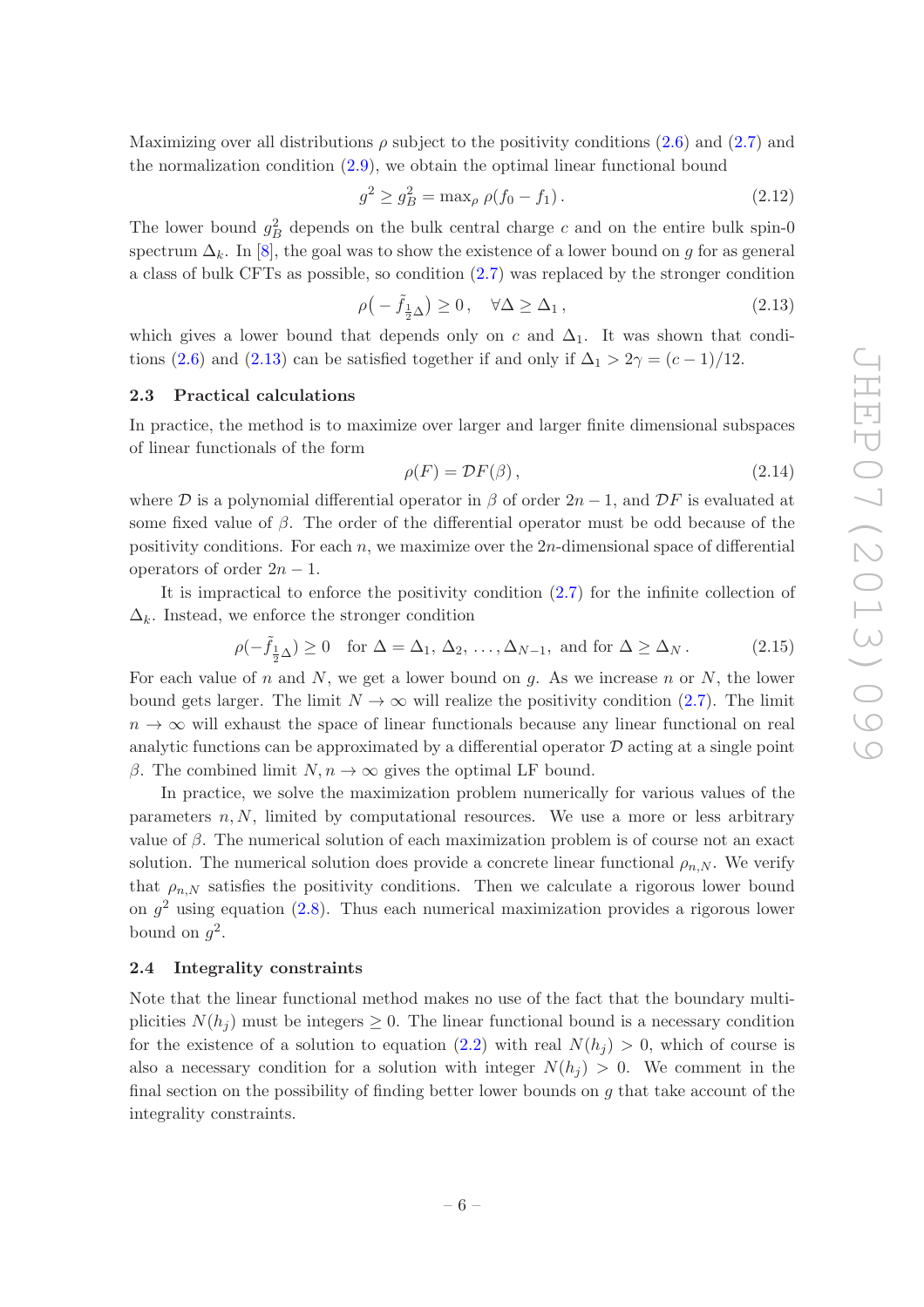Maximizing over all distributions $\rho$ subject to the positivity conditions (2.6) and (2.7) and the normalization condition (2.9), we obtain the optimal linear functional bound

$$g^2 \geq g_B^2 = \max_\rho \, \rho(f_0 - f_1) \,. \tag{2.12}$$

The lower bound $g_B^2$ depends on the bulk central charge $c$ and on the entire bulk spin-0 spectrum $\Delta_k$. In [8], the goal was to show the existence of a lower bound on $g$ for as general a class of bulk CFTs as possible, so condition (2.7) was replaced by the stronger condition

$$\rho\big(-\tilde{f}_{\frac{1}{2}\Delta}\big) \geq 0 \,, \quad \forall \Delta \geq \Delta_1 \,, \tag{2.13}$$

which gives a lower bound that depends only on $c$ and $\Delta_1$. It was shown that conditions (2.6) and (2.13) can be satisfied together if and only if $\Delta_1 > 2\gamma = (c-1)/12$.

### 2.3 Practical calculations

In practice, the method is to maximize over larger and larger finite dimensional subspaces of linear functionals of the form

$$\rho(F) = \mathcal{D}F(\beta) \,, \tag{2.14}$$

where $\mathcal{D}$ is a polynomial differential operator in $\beta$ of order $2n-1$, and $\mathcal{D}F$ is evaluated at some fixed value of $\beta$. The order of the differential operator must be odd because of the positivity conditions. For each $n$, we maximize over the $2n$-dimensional space of differential operators of order $2n-1$.

It is impractical to enforce the positivity condition (2.7) for the infinite collection of $\Delta_k$. Instead, we enforce the stronger condition

$$\rho(-\tilde{f}_{\frac{1}{2}\Delta}) \geq 0 \quad \text{for } \Delta = \Delta_1, \, \Delta_2, \, \ldots, \Delta_{N-1}, \text{ and for } \Delta \geq \Delta_N \,. \tag{2.15}$$

For each value of $n$ and $N$, we get a lower bound on $g$. As we increase $n$ or $N$, the lower bound gets larger. The limit $N \to \infty$ will realize the positivity condition (2.7). The limit $n \to \infty$ will exhaust the space of linear functionals because any linear functional on real analytic functions can be approximated by a differential operator $\mathcal{D}$ acting at a single point $\beta$. The combined limit $N, n \to \infty$ gives the optimal LF bound.

In practice, we solve the maximization problem numerically for various values of the parameters $n, N$, limited by computational resources. We use a more or less arbitrary value of $\beta$. The numerical solution of each maximization problem is of course not an exact solution. The numerical solution does provide a concrete linear functional $\rho_{n,N}$. We verify that $\rho_{n,N}$ satisfies the positivity conditions. Then we calculate a rigorous lower bound on $g^2$ using equation (2.8). Thus each numerical maximization provides a rigorous lower bound on $g^2$.

### 2.4 Integrality constraints

Note that the linear functional method makes no use of the fact that the boundary multiplicities $N(h_j)$ must be integers $\geq 0$. The linear functional bound is a necessary condition for the existence of a solution to equation (2.2) with real $N(h_j) > 0$, which of course is also a necessary condition for a solution with integer $N(h_j) > 0$. We comment in the final section on the possibility of finding better lower bounds on $g$ that take account of the integrality constraints.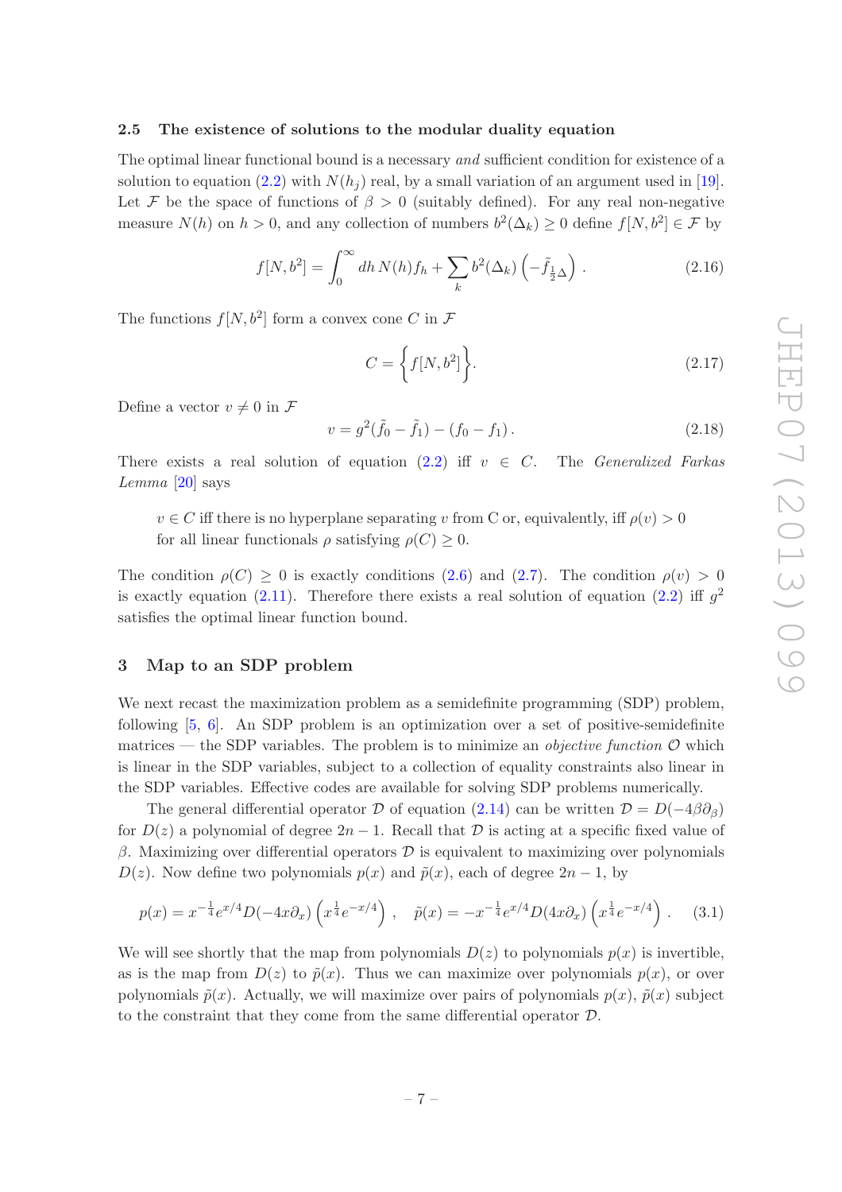### 2.5 The existence of solutions to the modular duality equation

The optimal linear functional bound is a necessary *and* sufficient condition for existence of a solution to equation (2.2) with $N(h_j)$ real, by a small variation of an argument used in [19]. Let $\mathcal{F}$ be the space of functions of $\beta > 0$ (suitably defined). For any real non-negative measure $N(h)$ on $h > 0$, and any collection of numbers $b^2(\Delta_k) \geq 0$ define $f[N, b^2] \in \mathcal{F}$ by

$$f[N, b^2] = \int_0^\infty dh\, N(h) f_h + \sum_k b^2(\Delta_k) \left( -\tilde{f}_{\frac{1}{2}\Delta} \right) . \tag{2.16}$$

The functions $f[N, b^2]$ form a convex cone $C$ in $\mathcal{F}$

$$C = \left\{ f[N, b^2] \right\}. \tag{2.17}$$

Define a vector $v \neq 0$ in $\mathcal{F}$

$$v = g^2(\tilde{f}_0 - \tilde{f}_1) - (f_0 - f_1) . \tag{2.18}$$

There exists a real solution of equation (2.2) iff $v \in C$. The *Generalized Farkas Lemma* [20] says

> $v \in C$ iff there is no hyperplane separating $v$ from C or, equivalently, iff $\rho(v) > 0$ for all linear functionals $\rho$ satisfying $\rho(C) \geq 0$.

The condition $\rho(C) \geq 0$ is exactly conditions (2.6) and (2.7). The condition $\rho(v) > 0$ is exactly equation (2.11). Therefore there exists a real solution of equation (2.2) iff $g^2$ satisfies the optimal linear function bound.

## 3 Map to an SDP problem

We next recast the maximization problem as a semidefinite programming (SDP) problem, following [5, 6]. An SDP problem is an optimization over a set of positive-semidefinite matrices — the SDP variables. The problem is to minimize an *objective function* $\mathcal{O}$ which is linear in the SDP variables, subject to a collection of equality constraints also linear in the SDP variables. Effective codes are available for solving SDP problems numerically.

The general differential operator $\mathcal{D}$ of equation (2.14) can be written $\mathcal{D} = D(-4\beta\partial_\beta)$ for $D(z)$ a polynomial of degree $2n - 1$. Recall that $\mathcal{D}$ is acting at a specific fixed value of $\beta$. Maximizing over differential operators $\mathcal{D}$ is equivalent to maximizing over polynomials $D(z)$. Now define two polynomials $p(x)$ and $\tilde{p}(x)$, each of degree $2n - 1$, by

$$p(x) = x^{-\frac{1}{4}} e^{x/4} D(-4x\partial_x) \left( x^{\frac{1}{4}} e^{-x/4} \right) , \quad \tilde{p}(x) = -x^{-\frac{1}{4}} e^{x/4} D(4x\partial_x) \left( x^{\frac{1}{4}} e^{-x/4} \right) . \tag{3.1}$$

We will see shortly that the map from polynomials $D(z)$ to polynomials $p(x)$ is invertible, as is the map from $D(z)$ to $\tilde{p}(x)$. Thus we can maximize over polynomials $p(x)$, or over polynomials $\tilde{p}(x)$. Actually, we will maximize over pairs of polynomials $p(x)$, $\tilde{p}(x)$ subject to the constraint that they come from the same differential operator $\mathcal{D}$.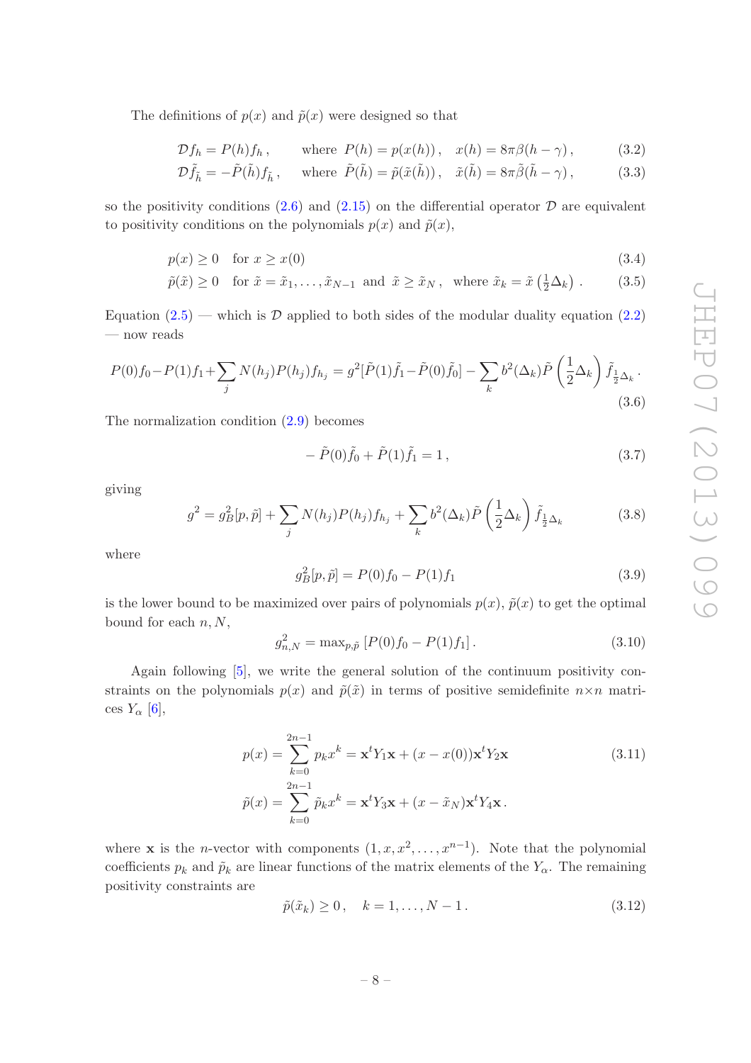The definitions of $p(x)$ and $\tilde{p}(x)$ were designed so that

$$\mathcal{D} f_h = P(h) f_h\,, \qquad \text{where } P(h) = p(x(h))\,, \quad x(h) = 8\pi\beta(h-\gamma)\,, \tag{3.2}$$

$$\mathcal{D} \tilde{f}_{\tilde{h}} = -\tilde{P}(\tilde{h}) f_{\tilde{h}}\,, \qquad \text{where } \tilde{P}(\tilde{h}) = \tilde{p}(\tilde{x}(\tilde{h}))\,, \quad \tilde{x}(\tilde{h}) = 8\pi\tilde{\beta}(\tilde{h}-\gamma)\,, \tag{3.3}$$

so the positivity conditions (2.6) and (2.15) on the differential operator $\mathcal{D}$ are equivalent to positivity conditions on the polynomials $p(x)$ and $\tilde{p}(x)$,

$$p(x) \geq 0 \quad \text{for } x \geq x(0) \tag{3.4}$$

$$\tilde{p}(\tilde{x}) \geq 0 \quad \text{for } \tilde{x} = \tilde{x}_1, \ldots, \tilde{x}_{N-1} \text{ and } \tilde{x} \geq \tilde{x}_N\,, \quad \text{where } \tilde{x}_k = \tilde{x}\left(\tfrac{1}{2}\Delta_k\right)\,. \tag{3.5}$$

Equation (2.5) — which is $\mathcal{D}$ applied to both sides of the modular duality equation (2.2) — now reads

$$P(0)f_0 - P(1)f_1 + \sum_j N(h_j)P(h_j)f_{h_j} = g^2[\tilde{P}(1)\tilde{f}_1 - \tilde{P}(0)\tilde{f}_0] - \sum_k b^2(\Delta_k)\tilde{P}\left(\frac{1}{2}\Delta_k\right)\tilde{f}_{\frac{1}{2}\Delta_k}\,. \tag{3.6}$$

The normalization condition (2.9) becomes

$$-\tilde{P}(0)\tilde{f}_0 + \tilde{P}(1)\tilde{f}_1 = 1\,, \tag{3.7}$$

giving

$$g^2 = g_B^2[p,\tilde{p}] + \sum_j N(h_j)P(h_j)f_{h_j} + \sum_k b^2(\Delta_k)\tilde{P}\left(\frac{1}{2}\Delta_k\right)\tilde{f}_{\frac{1}{2}\Delta_k} \tag{3.8}$$

where

$$g_B^2[p,\tilde{p}] = P(0)f_0 - P(1)f_1 \tag{3.9}$$

is the lower bound to be maximized over pairs of polynomials $p(x)$, $\tilde{p}(x)$ to get the optimal bound for each $n, N$,

$$g_{n,N}^2 = \max_{p,\tilde{p}}\left[P(0)f_0 - P(1)f_1\right]. \tag{3.10}$$

Again following [5], we write the general solution of the continuum positivity constraints on the polynomials $p(x)$ and $\tilde{p}(\tilde{x})$ in terms of positive semidefinite $n\times n$ matrices $Y_\alpha$ [6],

$$p(x) = \sum_{k=0}^{2n-1} p_k x^k = \mathbf{x}^t Y_1 \mathbf{x} + (x - x(0))\mathbf{x}^t Y_2 \mathbf{x} \tag{3.11}$$

$$\tilde{p}(x) = \sum_{k=0}^{2n-1} \tilde{p}_k x^k = \mathbf{x}^t Y_3 \mathbf{x} + (x - \tilde{x}_N)\mathbf{x}^t Y_4 \mathbf{x}\,.$$

where $\mathbf{x}$ is the $n$-vector with components $(1, x, x^2, \ldots, x^{n-1})$. Note that the polynomial coefficients $p_k$ and $\tilde{p}_k$ are linear functions of the matrix elements of the $Y_\alpha$. The remaining positivity constraints are

$$\tilde{p}(\tilde{x}_k) \geq 0\,, \quad k = 1, \ldots, N-1\,. \tag{3.12}$$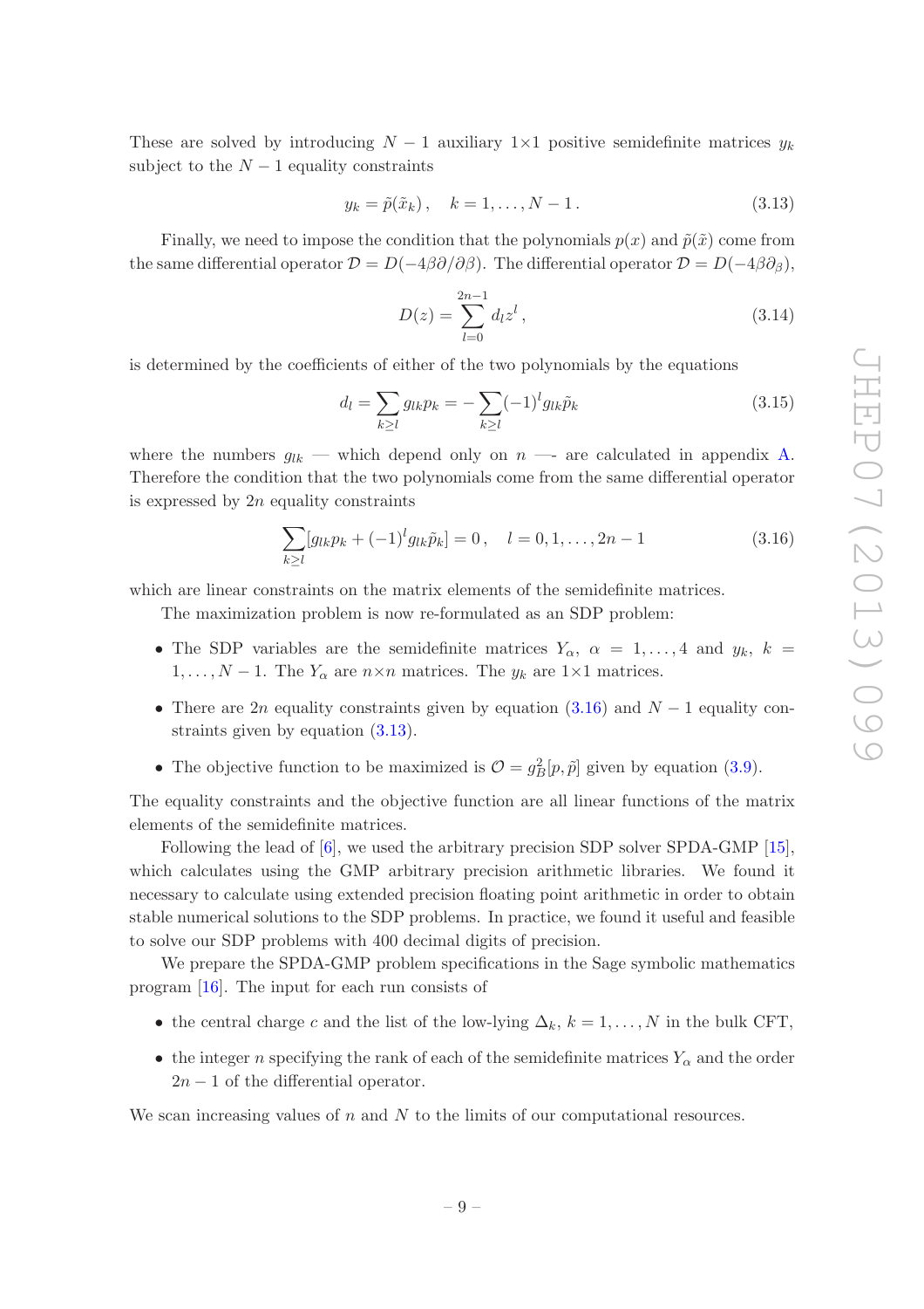These are solved by introducing $N-1$ auxiliary $1{\times}1$ positive semidefinite matrices $y_k$ subject to the $N-1$ equality constraints

$$y_k = \tilde{p}(\tilde{x}_k)\,, \quad k = 1, \ldots, N-1\,. \tag{3.13}$$

Finally, we need to impose the condition that the polynomials $p(x)$ and $\tilde{p}(\tilde{x})$ come from the same differential operator $\mathcal{D} = D(-4\beta\partial/\partial\beta)$. The differential operator $\mathcal{D} = D(-4\beta\partial_\beta)$,

$$D(z) = \sum_{l=0}^{2n-1} d_l z^l\,, \tag{3.14}$$

is determined by the coefficients of either of the two polynomials by the equations

$$d_l = \sum_{k\geq l} g_{lk} p_k = -\sum_{k\geq l} (-1)^l g_{lk} \tilde{p}_k \tag{3.15}$$

where the numbers $g_{lk}$ — which depend only on $n$ —- are calculated in appendix A. Therefore the condition that the two polynomials come from the same differential operator is expressed by $2n$ equality constraints

$$\sum_{k\geq l} [g_{lk} p_k + (-1)^l g_{lk} \tilde{p}_k] = 0\,, \quad l = 0, 1, \ldots, 2n-1 \tag{3.16}$$

which are linear constraints on the matrix elements of the semidefinite matrices.

The maximization problem is now re-formulated as an SDP problem:

- The SDP variables are the semidefinite matrices $Y_\alpha$, $\alpha = 1, \ldots, 4$ and $y_k$, $k = 1, \ldots, N-1$. The $Y_\alpha$ are $n{\times}n$ matrices. The $y_k$ are $1{\times}1$ matrices.
- There are $2n$ equality constraints given by equation (3.16) and $N-1$ equality constraints given by equation (3.13).
- The objective function to be maximized is $\mathcal{O} = g_B^2[p, \tilde{p}]$ given by equation (3.9).

The equality constraints and the objective function are all linear functions of the matrix elements of the semidefinite matrices.

Following the lead of [6], we used the arbitrary precision SDP solver SPDA-GMP [15], which calculates using the GMP arbitrary precision arithmetic libraries. We found it necessary to calculate using extended precision floating point arithmetic in order to obtain stable numerical solutions to the SDP problems. In practice, we found it useful and feasible to solve our SDP problems with 400 decimal digits of precision.

We prepare the SPDA-GMP problem specifications in the Sage symbolic mathematics program [16]. The input for each run consists of

- the central charge $c$ and the list of the low-lying $\Delta_k$, $k = 1, \ldots, N$ in the bulk CFT,
- the integer $n$ specifying the rank of each of the semidefinite matrices $Y_\alpha$ and the order $2n-1$ of the differential operator.

We scan increasing values of $n$ and $N$ to the limits of our computational resources.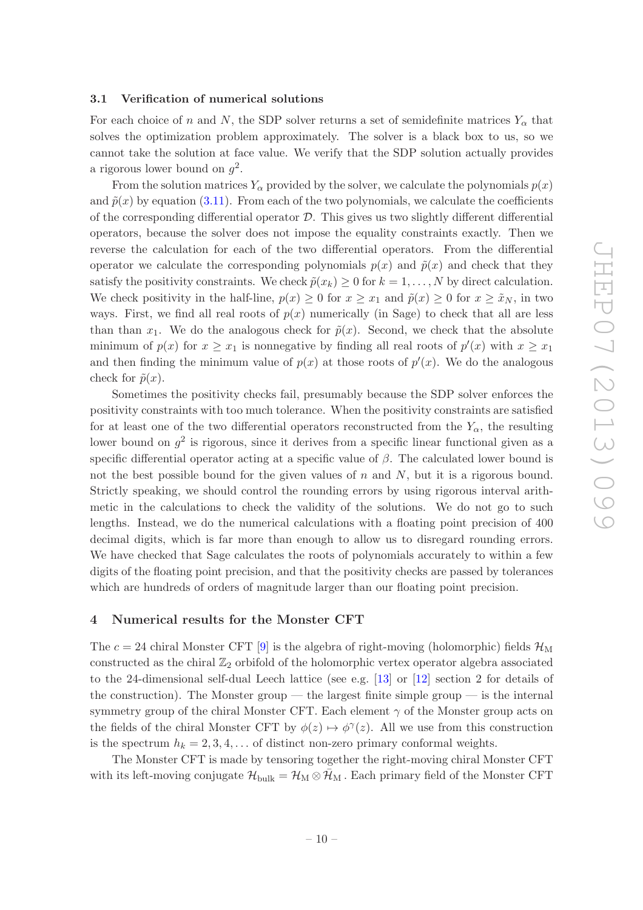### 3.1 Verification of numerical solutions

For each choice of $n$ and $N$, the SDP solver returns a set of semidefinite matrices $Y_\alpha$ that solves the optimization problem approximately. The solver is a black box to us, so we cannot take the solution at face value. We verify that the SDP solution actually provides a rigorous lower bound on $g^2$.

From the solution matrices $Y_\alpha$ provided by the solver, we calculate the polynomials $p(x)$ and $\tilde{p}(x)$ by equation (3.11). From each of the two polynomials, we calculate the coefficients of the corresponding differential operator $\mathcal{D}$. This gives us two slightly different differential operators, because the solver does not impose the equality constraints exactly. Then we reverse the calculation for each of the two differential operators. From the differential operator we calculate the corresponding polynomials $p(x)$ and $\tilde{p}(x)$ and check that they satisfy the positivity constraints. We check $\tilde{p}(x_k) \geq 0$ for $k = 1, \ldots, N$ by direct calculation. We check positivity in the half-line, $p(x) \geq 0$ for $x \geq x_1$ and $\tilde{p}(x) \geq 0$ for $x \geq \tilde{x}_N$, in two ways. First, we find all real roots of $p(x)$ numerically (in Sage) to check that all are less than than $x_1$. We do the analogous check for $\tilde{p}(x)$. Second, we check that the absolute minimum of $p(x)$ for $x \geq x_1$ is nonnegative by finding all real roots of $p'(x)$ with $x \geq x_1$ and then finding the minimum value of $p(x)$ at those roots of $p'(x)$. We do the analogous check for $\tilde{p}(x)$.

Sometimes the positivity checks fail, presumably because the SDP solver enforces the positivity constraints with too much tolerance. When the positivity constraints are satisfied for at least one of the two differential operators reconstructed from the $Y_\alpha$, the resulting lower bound on $g^2$ is rigorous, since it derives from a specific linear functional given as a specific differential operator acting at a specific value of $\beta$. The calculated lower bound is not the best possible bound for the given values of $n$ and $N$, but it is a rigorous bound. Strictly speaking, we should control the rounding errors by using rigorous interval arithmetic in the calculations to check the validity of the solutions. We do not go to such lengths. Instead, we do the numerical calculations with a floating point precision of 400 decimal digits, which is far more than enough to allow us to disregard rounding errors. We have checked that Sage calculates the roots of polynomials accurately to within a few digits of the floating point precision, and that the positivity checks are passed by tolerances which are hundreds of orders of magnitude larger than our floating point precision.

## 4 Numerical results for the Monster CFT

The $c = 24$ chiral Monster CFT [9] is the algebra of right-moving (holomorphic) fields $\mathcal{H}_{\mathrm{M}}$ constructed as the chiral $\mathbb{Z}_2$ orbifold of the holomorphic vertex operator algebra associated to the 24-dimensional self-dual Leech lattice (see e.g. [13] or [12] section 2 for details of the construction). The Monster group — the largest finite simple group — is the internal symmetry group of the chiral Monster CFT. Each element $\gamma$ of the Monster group acts on the fields of the chiral Monster CFT by $\phi(z) \mapsto \phi^\gamma(z)$. All we use from this construction is the spectrum $h_k = 2, 3, 4, \ldots$ of distinct non-zero primary conformal weights.

The Monster CFT is made by tensoring together the right-moving chiral Monster CFT with its left-moving conjugate $\mathcal{H}_{\mathrm{bulk}} = \mathcal{H}_{\mathrm{M}} \otimes \bar{\mathcal{H}}_{\mathrm{M}}$ . Each primary field of the Monster CFT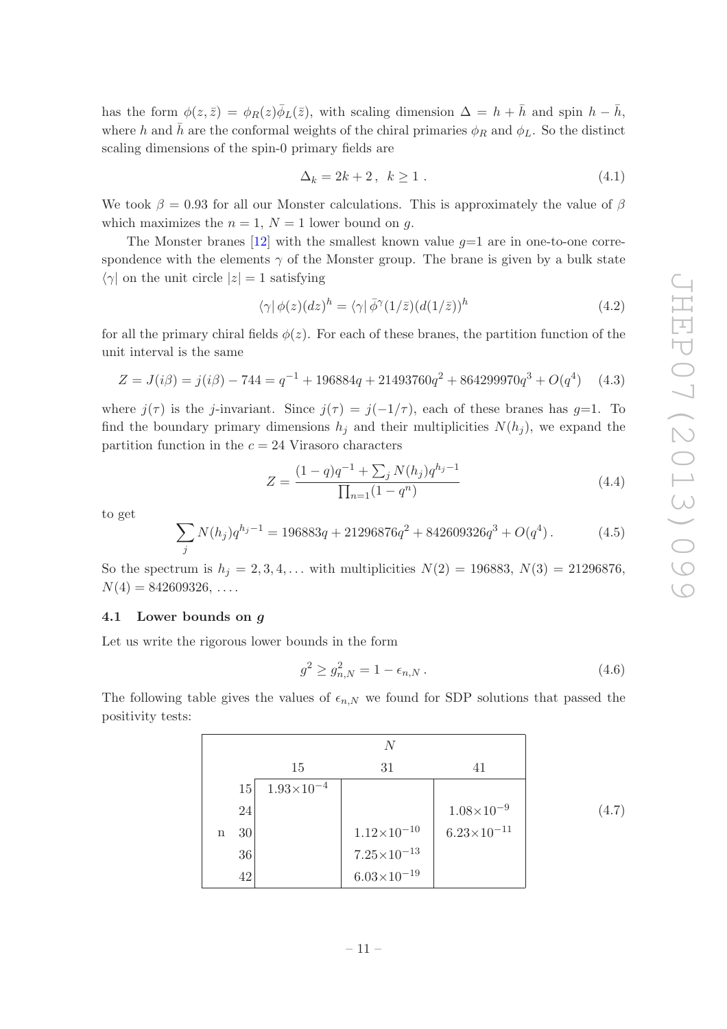has the form $\phi(z, \bar{z}) = \phi_R(z)\bar{\phi}_L(\bar{z})$, with scaling dimension $\Delta = h + \bar{h}$ and spin $h - \bar{h}$, where $h$ and $\bar{h}$ are the conformal weights of the chiral primaries $\phi_R$ and $\phi_L$. So the distinct scaling dimensions of the spin-0 primary fields are

$$\Delta_k = 2k + 2 \,, \;\; k \geq 1 \,. \tag{4.1}$$

We took $\beta = 0.93$ for all our Monster calculations. This is approximately the value of $\beta$ which maximizes the $n = 1$, $N = 1$ lower bound on $g$.

The Monster branes [12] with the smallest known value $g$=1 are in one-to-one correspondence with the elements $\gamma$ of the Monster group. The brane is given by a bulk state $\langle\gamma|$ on the unit circle $|z| = 1$ satisfying

$$\langle\gamma|\, \phi(z)(dz)^h = \langle\gamma|\, \bar{\phi}^\gamma(1/\bar{z})(d(1/\bar{z}))^h \tag{4.2}$$

for all the primary chiral fields $\phi(z)$. For each of these branes, the partition function of the unit interval is the same

$$Z = J(i\beta) = j(i\beta) - 744 = q^{-1} + 196884q + 21493760q^2 + 864299970q^3 + O(q^4) \tag{4.3}$$

where $j(\tau)$ is the $j$-invariant. Since $j(\tau) = j(-1/\tau)$, each of these branes has $g$=1. To find the boundary primary dimensions $h_j$ and their multiplicities $N(h_j)$, we expand the partition function in the $c = 24$ Virasoro characters

$$Z = \frac{(1-q)q^{-1} + \sum_j N(h_j) q^{h_j - 1}}{\prod_{n=1}(1 - q^n)} \tag{4.4}$$

to get

$$\sum_j N(h_j) q^{h_j - 1} = 196883q + 21296876q^2 + 842609326q^3 + O(q^4) \,. \tag{4.5}$$

So the spectrum is $h_j = 2, 3, 4, \ldots$ with multiplicities $N(2) = 196883$, $N(3) = 21296876$, $N(4) = 842609326$, $\ldots$.

### 4.1 Lower bounds on $g$

Let us write the rigorous lower bounds in the form

$$g^2 \geq g^2_{n,N} = 1 - \epsilon_{n,N} \,. \tag{4.6}$$

The following table gives the values of $\epsilon_{n,N}$ we found for SDP solutions that passed the positivity tests:

| | | $N$ | | |
|---|---|---|---|---|
| | | 15 | 31 | 41 |
| n | 15 | $1.93\times10^{-4}$ | | |
| | 24 | | | $1.08\times10^{-9}$ |
| | 30 | | $1.12\times10^{-10}$ | $6.23\times10^{-11}$ |
| | 36 | | $7.25\times10^{-13}$ | |
| | 42 | | $6.03\times10^{-19}$ | |

(4.7)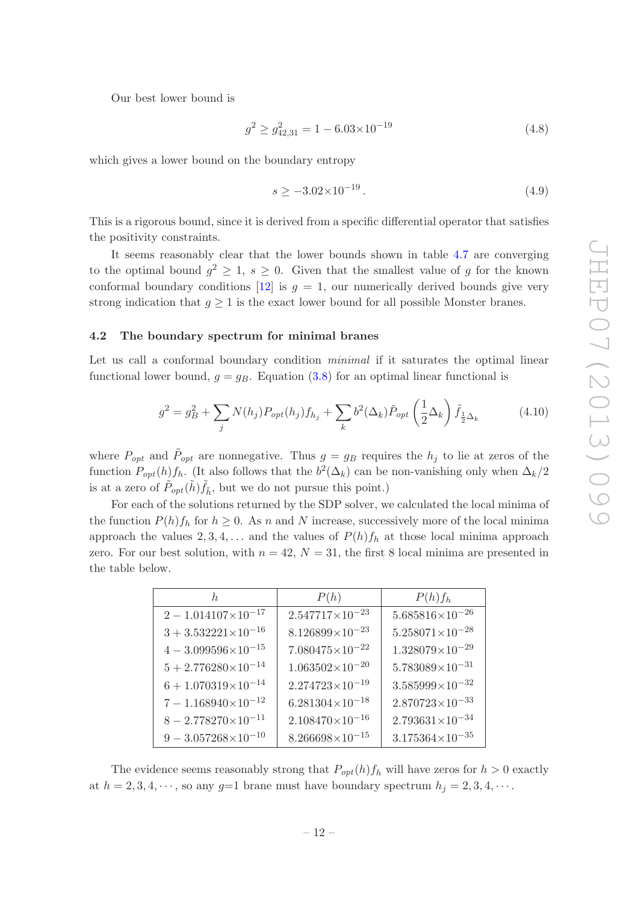Our best lower bound is

$$g^2 \geq g_{42,31}^2 = 1 - 6.03 \times 10^{-19} \tag{4.8}$$

which gives a lower bound on the boundary entropy

$$s \geq -3.02 \times 10^{-19}\,. \tag{4.9}$$

This is a rigorous bound, since it is derived from a specific differential operator that satisfies the positivity constraints.

It seems reasonably clear that the lower bounds shown in table 4.7 are converging to the optimal bound $g^2 \geq 1$, $s \geq 0$. Given that the smallest value of $g$ for the known conformal boundary conditions [12] is $g = 1$, our numerically derived bounds give very strong indication that $g \geq 1$ is the exact lower bound for all possible Monster branes.

### 4.2 The boundary spectrum for minimal branes

Let us call a conformal boundary condition *minimal* if it saturates the optimal linear functional lower bound, $g = g_B$. Equation (3.8) for an optimal linear functional is

$$g^2 = g_B^2 + \sum_j N(h_j) P_{opt}(h_j) f_{h_j} + \sum_k b^2(\Delta_k) \tilde{P}_{opt}\left(\frac{1}{2}\Delta_k\right) \tilde{f}_{\frac{1}{2}\Delta_k} \tag{4.10}$$

where $P_{opt}$ and $\tilde{P}_{opt}$ are nonnegative. Thus $g = g_B$ requires the $h_j$ to lie at zeros of the function $P_{opt}(h) f_h$. (It also follows that the $b^2(\Delta_k)$ can be non-vanishing only when $\Delta_k/2$ is at a zero of $\tilde{P}_{opt}(\tilde{h})\tilde{f}_{\tilde{h}}$, but we do not pursue this point.)

For each of the solutions returned by the SDP solver, we calculated the local minima of the function $P(h) f_h$ for $h \geq 0$. As $n$ and $N$ increase, successively more of the local minima approach the values $2, 3, 4, \ldots$ and the values of $P(h) f_h$ at those local minima approach zero. For our best solution, with $n = 42$, $N = 31$, the first 8 local minima are presented in the table below.

| $h$ | $P(h)$ | $P(h) f_h$ |
|---|---|---|
| $2 - 1.014107 \times 10^{-17}$ | $2.547717 \times 10^{-23}$ | $5.685816 \times 10^{-26}$ |
| $3 + 3.532221 \times 10^{-16}$ | $8.126899 \times 10^{-23}$ | $5.258071 \times 10^{-28}$ |
| $4 - 3.099596 \times 10^{-15}$ | $7.080475 \times 10^{-22}$ | $1.328079 \times 10^{-29}$ |
| $5 + 2.776280 \times 10^{-14}$ | $1.063502 \times 10^{-20}$ | $5.783089 \times 10^{-31}$ |
| $6 + 1.070319 \times 10^{-14}$ | $2.274723 \times 10^{-19}$ | $3.585999 \times 10^{-32}$ |
| $7 - 1.168940 \times 10^{-12}$ | $6.281304 \times 10^{-18}$ | $2.870723 \times 10^{-33}$ |
| $8 - 2.778270 \times 10^{-11}$ | $2.108470 \times 10^{-16}$ | $2.793631 \times 10^{-34}$ |
| $9 - 3.057268 \times 10^{-10}$ | $8.266698 \times 10^{-15}$ | $3.175364 \times 10^{-35}$ |

The evidence seems reasonably strong that $P_{opt}(h) f_h$ will have zeros for $h > 0$ exactly at $h = 2, 3, 4, \cdots$, so any $g$=1 brane must have boundary spectrum $h_j = 2, 3, 4, \cdots$.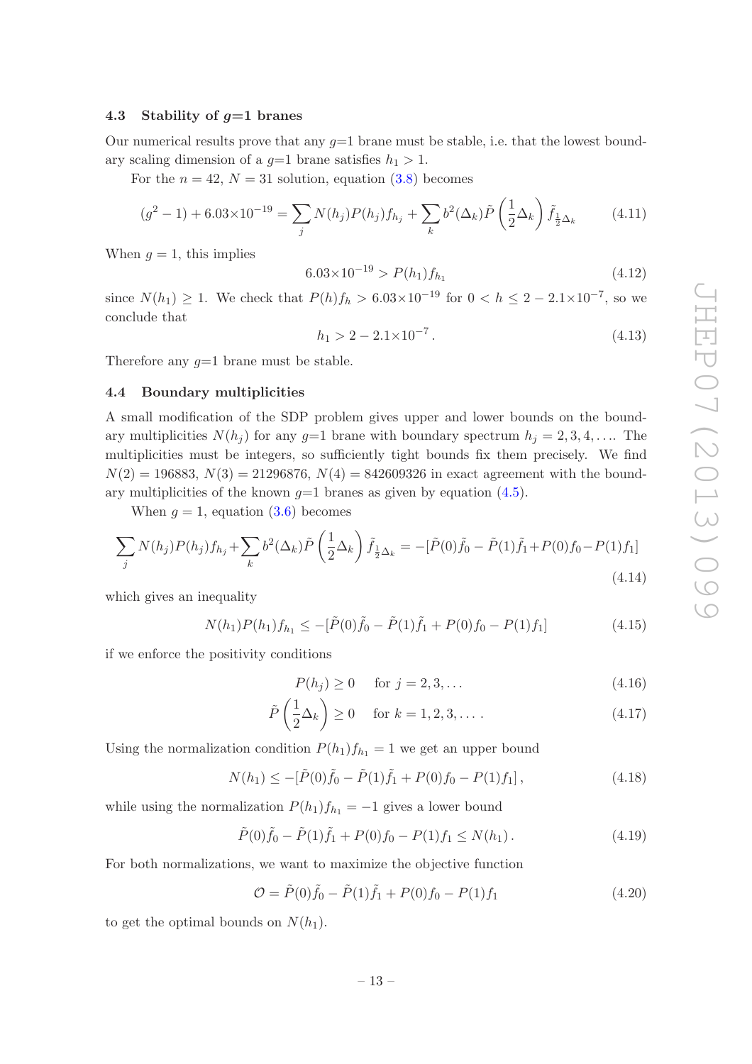### 4.3 Stability of $g$=1 branes

Our numerical results prove that any $g$=1 brane must be stable, i.e. that the lowest boundary scaling dimension of a $g$=1 brane satisfies $h_1 > 1$.

For the $n = 42$, $N = 31$ solution, equation (3.8) becomes

$$(g^2 - 1) + 6.03{\times}10^{-19} = \sum_j N(h_j)P(h_j)f_{h_j} + \sum_k b^2(\Delta_k)\tilde{P}\left(\frac{1}{2}\Delta_k\right)\tilde{f}_{\frac{1}{2}\Delta_k} \tag{4.11}$$

When $g = 1$, this implies

$$6.03{\times}10^{-19} > P(h_1)f_{h_1} \tag{4.12}$$

since $N(h_1) \geq 1$. We check that $P(h)f_h > 6.03{\times}10^{-19}$ for $0 < h \leq 2 - 2.1{\times}10^{-7}$, so we conclude that

$$h_1 > 2 - 2.1{\times}10^{-7}\,. \tag{4.13}$$

Therefore any $g$=1 brane must be stable.

### 4.4 Boundary multiplicities

A small modification of the SDP problem gives upper and lower bounds on the boundary multiplicities $N(h_j)$ for any $g$=1 brane with boundary spectrum $h_j = 2, 3, 4, \ldots$. The multiplicities must be integers, so sufficiently tight bounds fix them precisely. We find $N(2) = 196883$, $N(3) = 21296876$, $N(4) = 842609326$ in exact agreement with the boundary multiplicities of the known $g$=1 branes as given by equation (4.5).

When $g = 1$, equation (3.6) becomes

$$\sum_j N(h_j)P(h_j)f_{h_j} + \sum_k b^2(\Delta_k)\tilde{P}\left(\frac{1}{2}\Delta_k\right)\tilde{f}_{\frac{1}{2}\Delta_k} = -[\tilde{P}(0)\tilde{f}_0 - \tilde{P}(1)\tilde{f}_1 + P(0)f_0 - P(1)f_1] \tag{4.14}$$

which gives an inequality

$$N(h_1)P(h_1)f_{h_1} \leq -[\tilde{P}(0)\tilde{f}_0 - \tilde{P}(1)\tilde{f}_1 + P(0)f_0 - P(1)f_1] \tag{4.15}$$

if we enforce the positivity conditions

$$P(h_j) \geq 0 \quad \text{for } j = 2, 3, \ldots \tag{4.16}$$

$$\tilde{P}\left(\frac{1}{2}\Delta_k\right) \geq 0 \quad \text{for } k = 1, 2, 3, \ldots\,. \tag{4.17}$$

Using the normalization condition $P(h_1)f_{h_1} = 1$ we get an upper bound

$$N(h_1) \leq -[\tilde{P}(0)\tilde{f}_0 - \tilde{P}(1)\tilde{f}_1 + P(0)f_0 - P(1)f_1]\,, \tag{4.18}$$

while using the normalization $P(h_1)f_{h_1} = -1$ gives a lower bound

$$\tilde{P}(0)\tilde{f}_0 - \tilde{P}(1)\tilde{f}_1 + P(0)f_0 - P(1)f_1 \leq N(h_1)\,. \tag{4.19}$$

For both normalizations, we want to maximize the objective function

$$\mathcal{O} = \tilde{P}(0)\tilde{f}_0 - \tilde{P}(1)\tilde{f}_1 + P(0)f_0 - P(1)f_1 \tag{4.20}$$

to get the optimal bounds on $N(h_1)$.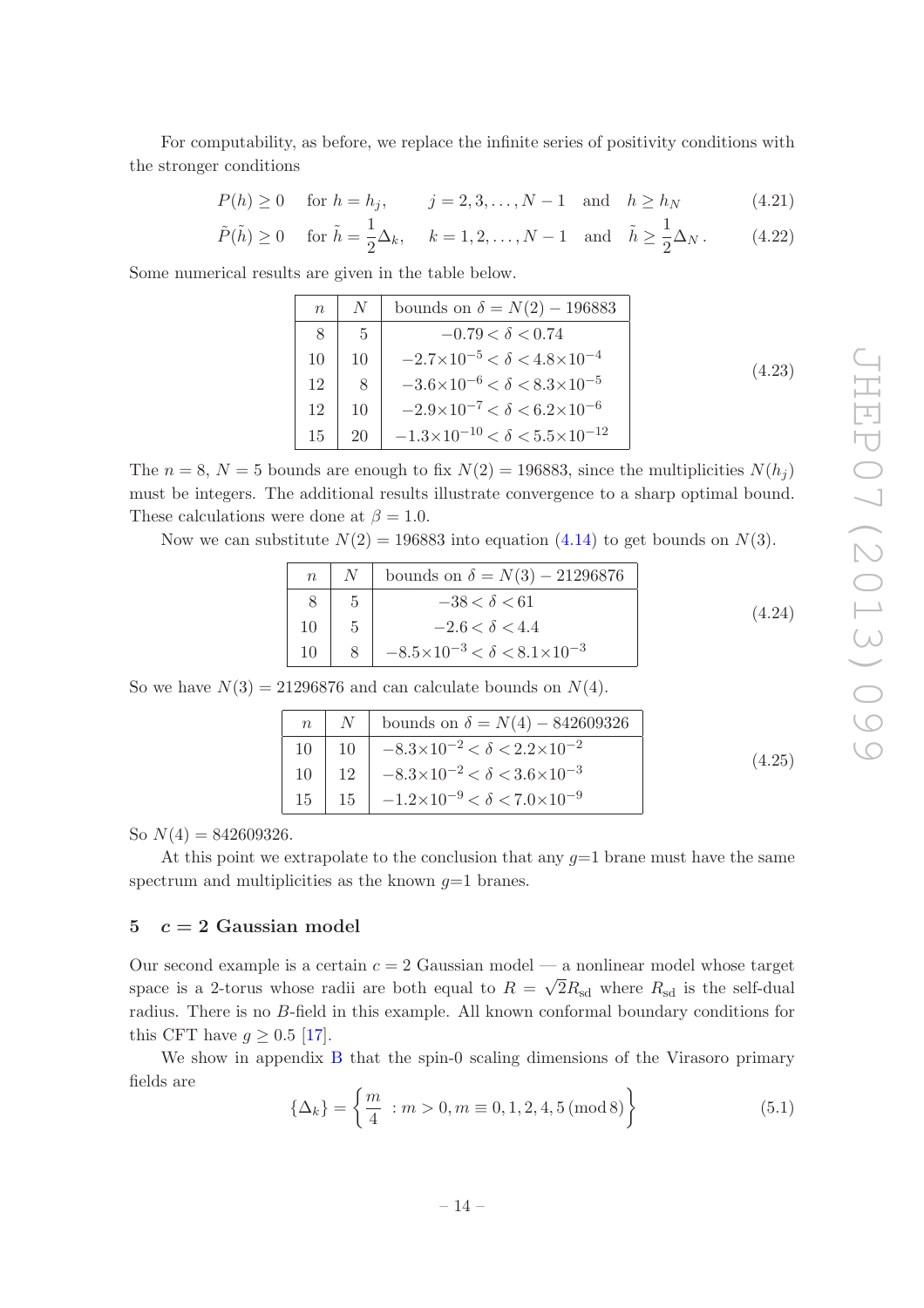For computability, as before, we replace the infinite series of positivity conditions with the stronger conditions

$$P(h) \geq 0 \quad \text{for } h = h_j, \qquad j = 2, 3, \ldots, N-1 \quad \text{and} \quad h \geq h_N \tag{4.21}$$

$$\tilde{P}(\tilde{h}) \geq 0 \quad \text{for } \tilde{h} = \frac{1}{2}\Delta_k, \qquad k = 1, 2, \ldots, N-1 \quad \text{and} \quad \tilde{h} \geq \frac{1}{2}\Delta_N\,. \tag{4.22}$$

Some numerical results are given in the table below.

| $n$ | $N$ | bounds on $\delta = N(2) - 196883$ |
|---|---|---|
| 8 | 5 | $-0.79 < \delta < 0.74$ |
| 10 | 10 | $-2.7{\times}10^{-5} < \delta < 4.8{\times}10^{-4}$ |
| 12 | 8 | $-3.6{\times}10^{-6} < \delta < 8.3{\times}10^{-5}$ |
| 12 | 10 | $-2.9{\times}10^{-7} < \delta < 6.2{\times}10^{-6}$ |
| 15 | 20 | $-1.3{\times}10^{-10} < \delta < 5.5{\times}10^{-12}$ |

(4.23)

The $n = 8$, $N = 5$ bounds are enough to fix $N(2) = 196883$, since the multiplicities $N(h_j)$ must be integers. The additional results illustrate convergence to a sharp optimal bound. These calculations were done at $\beta = 1.0$.

Now we can substitute $N(2) = 196883$ into equation (4.14) to get bounds on $N(3)$.

| $n$ | $N$ | bounds on $\delta = N(3) - 21296876$ |
|---|---|---|
| 8 | 5 | $-38 < \delta < 61$ |
| 10 | 5 | $-2.6 < \delta < 4.4$ |
| 10 | 8 | $-8.5{\times}10^{-3} < \delta < 8.1{\times}10^{-3}$ |

(4.24)

So we have $N(3) = 21296876$ and can calculate bounds on $N(4)$.

| $n$ | $N$ | bounds on $\delta = N(4) - 842609326$ |
|---|---|---|
| 10 | 10 | $-8.3{\times}10^{-2} < \delta < 2.2{\times}10^{-2}$ |
| 10 | 12 | $-8.3{\times}10^{-2} < \delta < 3.6{\times}10^{-3}$ |
| 15 | 15 | $-1.2{\times}10^{-9} < \delta < 7.0{\times}10^{-9}$ |

(4.25)

So $N(4) = 842609326$.

At this point we extrapolate to the conclusion that any $g$=1 brane must have the same spectrum and multiplicities as the known $g$=1 branes.

## 5 $c = 2$ Gaussian model

Our second example is a certain $c = 2$ Gaussian model — a nonlinear model whose target space is a 2-torus whose radii are both equal to $R = \sqrt{2}R_{\text{sd}}$ where $R_{\text{sd}}$ is the self-dual radius. There is no $B$-field in this example. All known conformal boundary conditions for this CFT have $g \geq 0.5$ [17].

We show in appendix B that the spin-0 scaling dimensions of the Virasoro primary fields are

$$\{\Delta_k\} = \left\{ \frac{m}{4} \;: m > 0, m \equiv 0, 1, 2, 4, 5 \,(\text{mod}\, 8) \right\} \tag{5.1}$$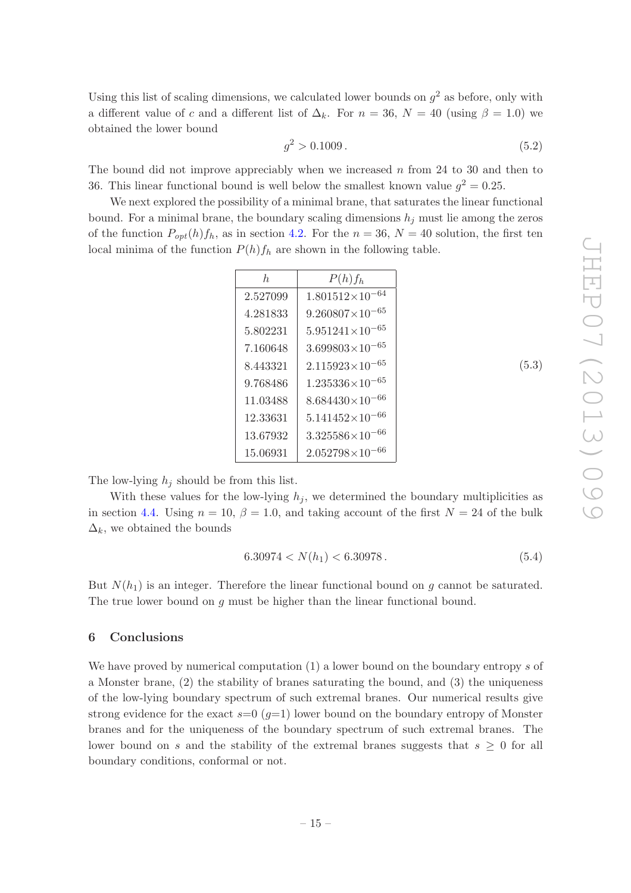Using this list of scaling dimensions, we calculated lower bounds on $g^2$ as before, only with a different value of $c$ and a different list of $\Delta_k$. For $n = 36$, $N = 40$ (using $\beta = 1.0$) we obtained the lower bound

$$g^2 > 0.1009\,. \tag{5.2}$$

The bound did not improve appreciably when we increased $n$ from 24 to 30 and then to 36. This linear functional bound is well below the smallest known value $g^2 = 0.25$.

We next explored the possibility of a minimal brane, that saturates the linear functional bound. For a minimal brane, the boundary scaling dimensions $h_j$ must lie among the zeros of the function $P_{opt}(h)f_h$, as in section 4.2. For the $n = 36$, $N = 40$ solution, the first ten local minima of the function $P(h)f_h$ are shown in the following table.

| $h$ | $P(h)f_h$ |
|---|---|
| 2.527099 | $1.801512\times10^{-64}$ |
| 4.281833 | $9.260807\times10^{-65}$ |
| 5.802231 | $5.951241\times10^{-65}$ |
| 7.160648 | $3.699803\times10^{-65}$ |
| 8.443321 | $2.115923\times10^{-65}$ |
| 9.768486 | $1.235336\times10^{-65}$ |
| 11.03488 | $8.684430\times10^{-66}$ |
| 12.33631 | $5.141452\times10^{-66}$ |
| 13.67932 | $3.325586\times10^{-66}$ |
| 15.06931 | $2.052798\times10^{-66}$ |

(5.3)

The low-lying $h_j$ should be from this list.

With these values for the low-lying $h_j$, we determined the boundary multiplicities as in section 4.4. Using $n = 10$, $\beta = 1.0$, and taking account of the first $N = 24$ of the bulk $\Delta_k$, we obtained the bounds

$$6.30974 < N(h_1) < 6.30978\,. \tag{5.4}$$

But $N(h_1)$ is an integer. Therefore the linear functional bound on $g$ cannot be saturated. The true lower bound on $g$ must be higher than the linear functional bound.

## 6 Conclusions

We have proved by numerical computation (1) a lower bound on the boundary entropy $s$ of a Monster brane, (2) the stability of branes saturating the bound, and (3) the uniqueness of the low-lying boundary spectrum of such extremal branes. Our numerical results give strong evidence for the exact $s$=0 ($g$=1) lower bound on the boundary entropy of Monster branes and for the uniqueness of the boundary spectrum of such extremal branes. The lower bound on $s$ and the stability of the extremal branes suggests that $s \geq 0$ for all boundary conditions, conformal or not.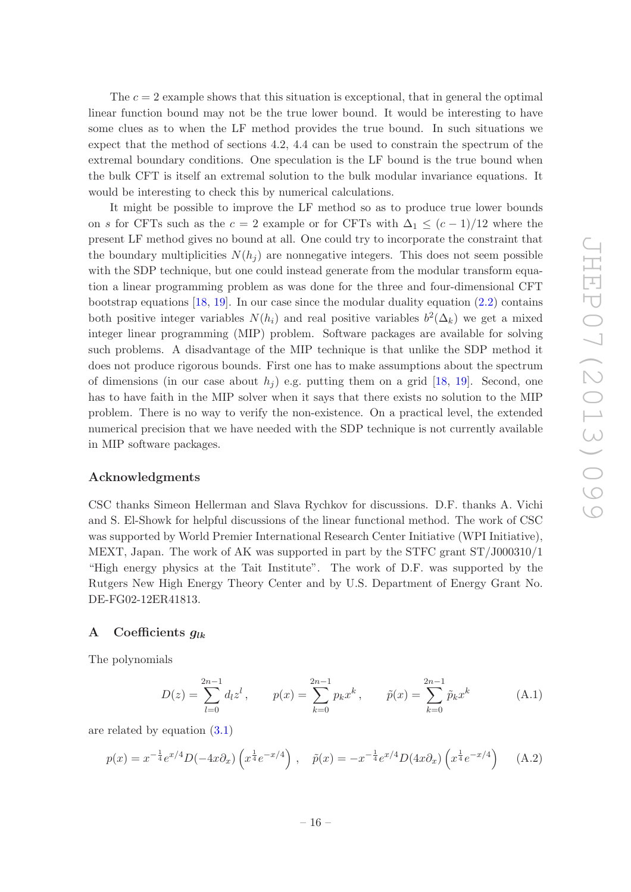The $c = 2$ example shows that this situation is exceptional, that in general the optimal linear function bound may not be the true lower bound. It would be interesting to have some clues as to when the LF method provides the true bound. In such situations we expect that the method of sections 4.2, 4.4 can be used to constrain the spectrum of the extremal boundary conditions. One speculation is the LF bound is the true bound when the bulk CFT is itself an extremal solution to the bulk modular invariance equations. It would be interesting to check this by numerical calculations.

It might be possible to improve the LF method so as to produce true lower bounds on $s$ for CFTs such as the $c = 2$ example or for CFTs with $\Delta_1 \leq (c-1)/12$ where the present LF method gives no bound at all. One could try to incorporate the constraint that the boundary multiplicities $N(h_j)$ are nonnegative integers. This does not seem possible with the SDP technique, but one could instead generate from the modular transform equation a linear programming problem as was done for the three and four-dimensional CFT bootstrap equations [18, 19]. In our case since the modular duality equation (2.2) contains both positive integer variables $N(h_i)$ and real positive variables $b^2(\Delta_k)$ we get a mixed integer linear programming (MIP) problem. Software packages are available for solving such problems. A disadvantage of the MIP technique is that unlike the SDP method it does not produce rigorous bounds. First one has to make assumptions about the spectrum of dimensions (in our case about $h_j$) e.g. putting them on a grid [18, 19]. Second, one has to have faith in the MIP solver when it says that there exists no solution to the MIP problem. There is no way to verify the non-existence. On a practical level, the extended numerical precision that we have needed with the SDP technique is not currently available in MIP software packages.

## Acknowledgments

CSC thanks Simeon Hellerman and Slava Rychkov for discussions. D.F. thanks A. Vichi and S. El-Showk for helpful discussions of the linear functional method. The work of CSC was supported by World Premier International Research Center Initiative (WPI Initiative), MEXT, Japan. The work of AK was supported in part by the STFC grant ST/J000310/1 "High energy physics at the Tait Institute". The work of D.F. was supported by the Rutgers New High Energy Theory Center and by U.S. Department of Energy Grant No. DE-FG02-12ER41813.

## A Coefficients $g_{lk}$

The polynomials

$$D(z) = \sum_{l=0}^{2n-1} d_l z^l\,, \qquad p(x) = \sum_{k=0}^{2n-1} p_k x^k\,, \qquad \tilde{p}(x) = \sum_{k=0}^{2n-1} \tilde{p}_k x^k \tag{A.1}$$

are related by equation (3.1)

$$p(x) = x^{-\frac{1}{4}} e^{x/4} D(-4x\partial_x) \left(x^{\frac{1}{4}} e^{-x/4}\right)\,, \quad \tilde{p}(x) = -x^{-\frac{1}{4}} e^{x/4} D(4x\partial_x) \left(x^{\frac{1}{4}} e^{-x/4}\right) \tag{A.2}$$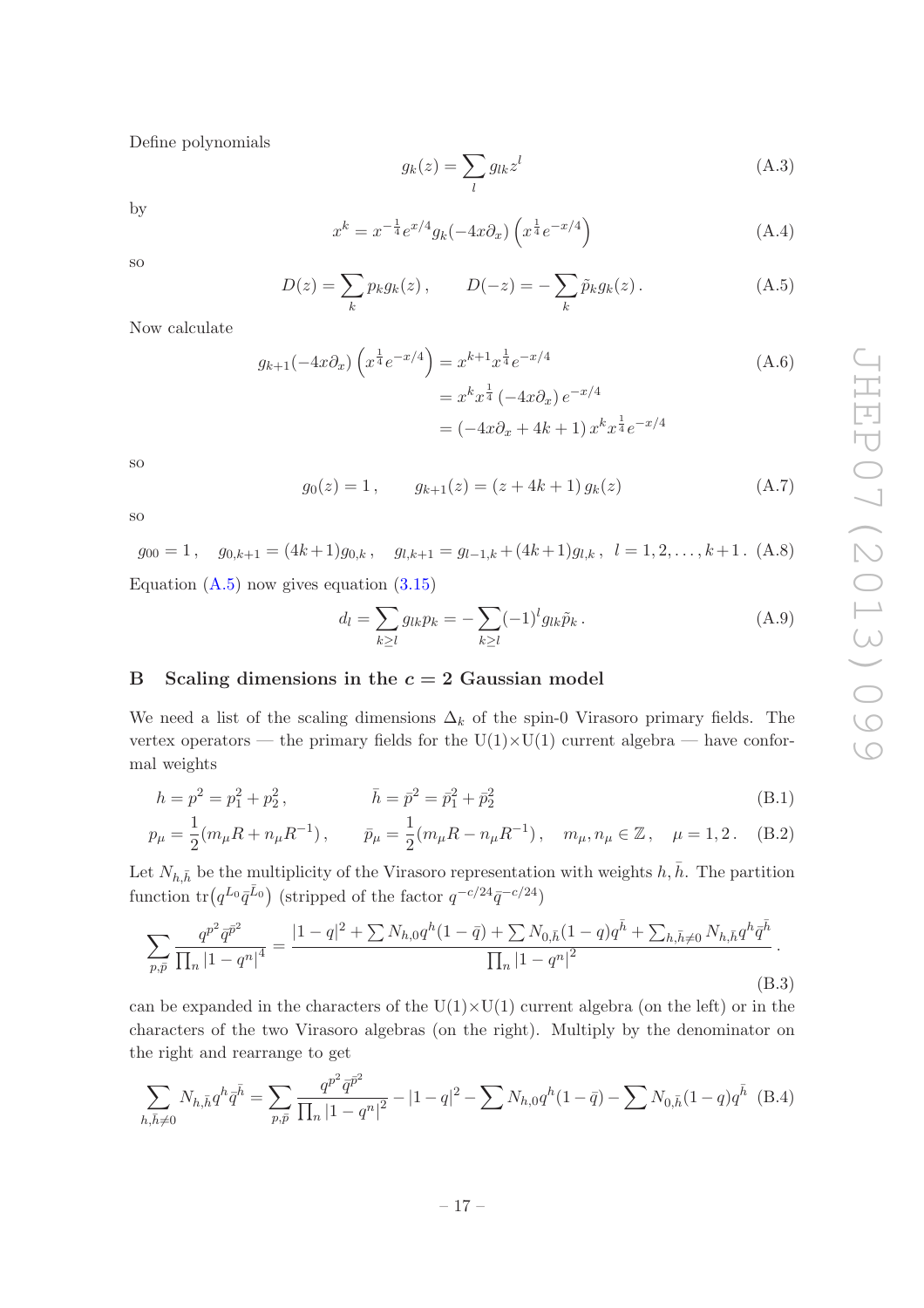Define polynomials

$$g_k(z) = \sum_l g_{lk} z^l \tag{A.3}$$

by

$$x^k = x^{-\frac{1}{4}} e^{x/4} g_k(-4x\partial_x) \left( x^{\frac{1}{4}} e^{-x/4} \right) \tag{A.4}$$

so

$$D(z) = \sum_k p_k g_k(z) \,, \qquad D(-z) = -\sum_k \tilde{p}_k g_k(z) \,. \tag{A.5}$$

Now calculate

$$\begin{aligned} g_{k+1}(-4x\partial_x) \left( x^{\frac{1}{4}} e^{-x/4} \right) &= x^{k+1} x^{\frac{1}{4}} e^{-x/4} \\ &= x^k x^{\frac{1}{4}} \left( -4x\partial_x \right) e^{-x/4} \\ &= \left( -4x\partial_x + 4k + 1 \right) x^k x^{\frac{1}{4}} e^{-x/4} \end{aligned} \tag{A.6}$$

so

$$g_0(z) = 1 \,, \qquad g_{k+1}(z) = (z + 4k + 1)\, g_k(z) \tag{A.7}$$

so

$$g_{00} = 1 \,, \quad g_{0,k+1} = (4k+1) g_{0,k} \,, \quad g_{l,k+1} = g_{l-1,k} + (4k+1) g_{l,k} \,, \ \ l = 1, 2, \ldots, k+1 \,. \tag{A.8}$$

Equation (A.5) now gives equation (3.15)

$$d_l = \sum_{k \geq l} g_{lk} p_k = -\sum_{k \geq l} (-1)^l g_{lk} \tilde{p}_k \,. \tag{A.9}$$

## B Scaling dimensions in the $c = 2$ Gaussian model

We need a list of the scaling dimensions $\Delta_k$ of the spin-0 Virasoro primary fields. The vertex operators — the primary fields for the U(1)×U(1) current algebra — have conformal weights

$$h = p^2 = p_1^2 + p_2^2 \,, \qquad \bar{h} = \bar{p}^2 = \bar{p}_1^2 + \bar{p}_2^2 \tag{B.1}$$

$$p_\mu = \frac{1}{2}(m_\mu R + n_\mu R^{-1}) \,, \qquad \bar{p}_\mu = \frac{1}{2}(m_\mu R - n_\mu R^{-1}) \,, \quad m_\mu, n_\mu \in \mathbb{Z} \,, \quad \mu = 1, 2 \,. \tag{B.2}$$

Let $N_{h,\bar{h}}$ be the multiplicity of the Virasoro representation with weights $h, \bar{h}$. The partition function $\mathrm{tr}\big(q^{L_0} \bar{q}^{\bar{L}_0}\big)$ (stripped of the factor $q^{-c/24} \bar{q}^{-c/24}$)

$$\sum_{p,\bar{p}} \frac{q^{p^2} \bar{q}^{\bar{p}^2}}{\prod_n |1 - q^n|^4} = \frac{|1-q|^2 + \sum N_{h,0} q^h (1-\bar{q}) + \sum N_{0,\bar{h}} (1-q) q^{\bar{h}} + \sum_{h,\bar{h} \neq 0} N_{h,\bar{h}} q^h \bar{q}^{\bar{h}}}{\prod_n |1 - q^n|^2} \,. \tag{B.3}$$

can be expanded in the characters of the U(1)×U(1) current algebra (on the left) or in the characters of the two Virasoro algebras (on the right). Multiply by the denominator on the right and rearrange to get

$$\sum_{h,\bar{h} \neq 0} N_{h,\bar{h}} q^h \bar{q}^{\bar{h}} = \sum_{p,\bar{p}} \frac{q^{p^2} \bar{q}^{\bar{p}^2}}{\prod_n |1 - q^n|^2} - |1-q|^2 - \sum N_{h,0} q^h (1-\bar{q}) - \sum N_{0,\bar{h}} (1-q) q^{\bar{h}} \tag{B.4}$$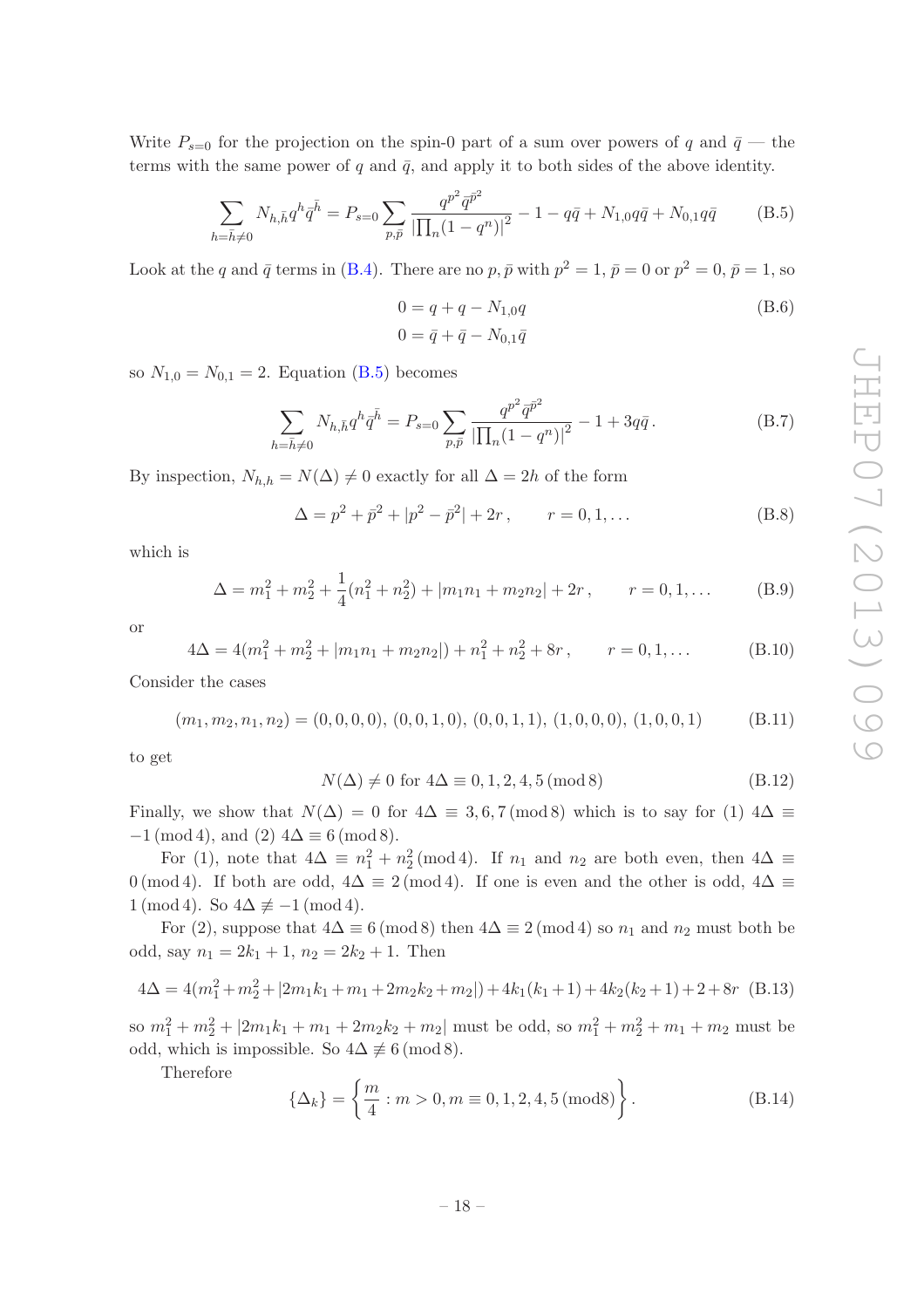Write $P_{s=0}$ for the projection on the spin-0 part of a sum over powers of $q$ and $\bar{q}$ — the terms with the same power of $q$ and $\bar{q}$, and apply it to both sides of the above identity.

$$\sum_{h=\bar{h}\neq 0} N_{h,\bar{h}} q^h \bar{q}^{\bar{h}} = P_{s=0} \sum_{p,\bar{p}} \frac{q^{p^2} \bar{q}^{\bar{p}^2}}{|\prod_n (1-q^n)|^2} - 1 - q\bar{q} + N_{1,0} q\bar{q} + N_{0,1} q\bar{q} \tag{B.5}$$

Look at the $q$ and $\bar{q}$ terms in (B.4). There are no $p, \bar{p}$ with $p^2 = 1, \bar{p} = 0$ or $p^2 = 0, \bar{p} = 1$, so

$$\begin{aligned} 0 &= q + q - N_{1,0} q \\ 0 &= \bar{q} + \bar{q} - N_{0,1} \bar{q} \end{aligned} \tag{B.6}$$

so $N_{1,0} = N_{0,1} = 2$. Equation (B.5) becomes

$$\sum_{h=\bar{h}\neq 0} N_{h,\bar{h}} q^h \bar{q}^{\bar{h}} = P_{s=0} \sum_{p,\bar{p}} \frac{q^{p^2} \bar{q}^{\bar{p}^2}}{|\prod_n (1-q^n)|^2} - 1 + 3q\bar{q}\,. \tag{B.7}$$

By inspection, $N_{h,h} = N(\Delta) \neq 0$ exactly for all $\Delta = 2h$ of the form

$$\Delta = p^2 + \bar{p}^2 + |p^2 - \bar{p}^2| + 2r\,, \qquad r = 0, 1, \ldots \tag{B.8}$$

which is

$$\Delta = m_1^2 + m_2^2 + \frac{1}{4}(n_1^2 + n_2^2) + |m_1 n_1 + m_2 n_2| + 2r\,, \qquad r = 0, 1, \ldots \tag{B.9}$$

or

$$4\Delta = 4(m_1^2 + m_2^2 + |m_1 n_1 + m_2 n_2|) + n_1^2 + n_2^2 + 8r\,, \qquad r = 0, 1, \ldots \tag{B.10}$$

Consider the cases

$$(m_1, m_2, n_1, n_2) = (0,0,0,0),\ (0,0,1,0),\ (0,0,1,1),\ (1,0,0,0),\ (1,0,0,1) \tag{B.11}$$

to get

$$N(\Delta) \neq 0 \text{ for } 4\Delta \equiv 0, 1, 2, 4, 5 \,(\text{mod}\, 8) \tag{B.12}$$

Finally, we show that $N(\Delta) = 0$ for $4\Delta \equiv 3, 6, 7 \,(\text{mod}\, 8)$ which is to say for (1) $4\Delta \equiv -1 \,(\text{mod}\, 4)$, and (2) $4\Delta \equiv 6 \,(\text{mod}\, 8)$.

For (1), note that $4\Delta \equiv n_1^2 + n_2^2 \,(\text{mod}\, 4)$. If $n_1$ and $n_2$ are both even, then $4\Delta \equiv 0 \,(\text{mod}\, 4)$. If both are odd, $4\Delta \equiv 2 \,(\text{mod}\, 4)$. If one is even and the other is odd, $4\Delta \equiv 1 \,(\text{mod}\, 4)$. So $4\Delta \not\equiv -1 \,(\text{mod}\, 4)$.

For (2), suppose that $4\Delta \equiv 6 \,(\text{mod}\, 8)$ then $4\Delta \equiv 2 \,(\text{mod}\, 4)$ so $n_1$ and $n_2$ must both be odd, say $n_1 = 2k_1 + 1$, $n_2 = 2k_2 + 1$. Then

$$4\Delta = 4(m_1^2 + m_2^2 + |2m_1 k_1 + m_1 + 2m_2 k_2 + m_2|) + 4k_1(k_1+1) + 4k_2(k_2+1) + 2 + 8r \tag{B.13}$$

so $m_1^2 + m_2^2 + |2m_1 k_1 + m_1 + 2m_2 k_2 + m_2|$ must be odd, so $m_1^2 + m_2^2 + m_1 + m_2$ must be odd, which is impossible. So $4\Delta \not\equiv 6 \,(\text{mod}\, 8)$.

Therefore

$$\{\Delta_k\} = \left\{ \frac{m}{4} : m > 0, m \equiv 0, 1, 2, 4, 5 \,(\text{mod}8) \right\}. \tag{B.14}$$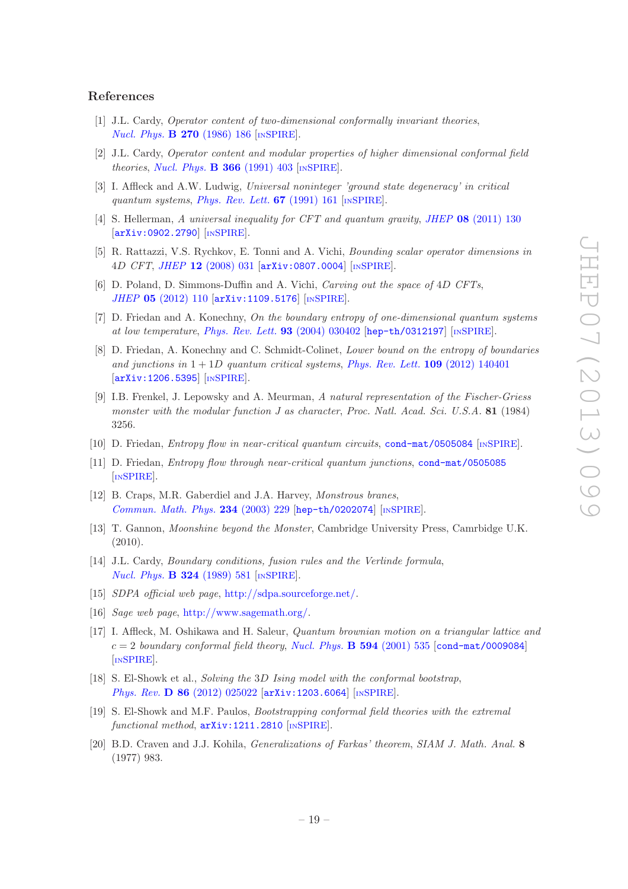## References

[1] J.L. Cardy, *Operator content of two-dimensional conformally invariant theories*, Nucl. Phys. **B 270** (1986) 186 [INSPIRE].

[2] J.L. Cardy, *Operator content and modular properties of higher dimensional conformal field theories*, Nucl. Phys. **B 366** (1991) 403 [INSPIRE].

[3] I. Affleck and A.W. Ludwig, *Universal noninteger 'ground state degeneracy' in critical quantum systems*, Phys. Rev. Lett. **67** (1991) 161 [INSPIRE].

[4] S. Hellerman, *A universal inequality for CFT and quantum gravity*, JHEP **08** (2011) 130 [arXiv:0902.2790] [INSPIRE].

[5] R. Rattazzi, V.S. Rychkov, E. Tonni and A. Vichi, *Bounding scalar operator dimensions in 4D CFT*, JHEP **12** (2008) 031 [arXiv:0807.0004] [INSPIRE].

[6] D. Poland, D. Simmons-Duffin and A. Vichi, *Carving out the space of 4D CFTs*, JHEP **05** (2012) 110 [arXiv:1109.5176] [INSPIRE].

[7] D. Friedan and A. Konechny, *On the boundary entropy of one-dimensional quantum systems at low temperature*, Phys. Rev. Lett. **93** (2004) 030402 [hep-th/0312197] [INSPIRE].

[8] D. Friedan, A. Konechny and C. Schmidt-Colinet, *Lower bound on the entropy of boundaries and junctions in 1 + 1D quantum critical systems*, Phys. Rev. Lett. **109** (2012) 140401 [arXiv:1206.5395] [INSPIRE].

[9] I.B. Frenkel, J. Lepowsky and A. Meurman, *A natural representation of the Fischer-Griess monster with the modular function J as character*, Proc. Natl. Acad. Sci. U.S.A. **81** (1984) 3256.

[10] D. Friedan, *Entropy flow in near-critical quantum circuits*, cond-mat/0505084 [INSPIRE].

[11] D. Friedan, *Entropy flow through near-critical quantum junctions*, cond-mat/0505085 [INSPIRE].

[12] B. Craps, M.R. Gaberdiel and J.A. Harvey, *Monstrous branes*, Commun. Math. Phys. **234** (2003) 229 [hep-th/0202074] [INSPIRE].

[13] T. Gannon, *Moonshine beyond the Monster*, Cambridge University Press, Camrbidge U.K. (2010).

[14] J.L. Cardy, *Boundary conditions, fusion rules and the Verlinde formula*, Nucl. Phys. **B 324** (1989) 581 [INSPIRE].

[15] *SDPA official web page*, http://sdpa.sourceforge.net/.

[16] *Sage web page*, http://www.sagemath.org/.

[17] I. Affleck, M. Oshikawa and H. Saleur, *Quantum brownian motion on a triangular lattice and $c = 2$ boundary conformal field theory*, Nucl. Phys. **B 594** (2001) 535 [cond-mat/0009084] [INSPIRE].

[18] S. El-Showk et al., *Solving the 3D Ising model with the conformal bootstrap*, Phys. Rev. **D 86** (2012) 025022 [arXiv:1203.6064] [INSPIRE].

[19] S. El-Showk and M.F. Paulos, *Bootstrapping conformal field theories with the extremal functional method*, arXiv:1211.2810 [INSPIRE].

[20] B.D. Craven and J.J. Kohila, *Generalizations of Farkas' theorem*, *SIAM J. Math. Anal.* **8** (1977) 983.